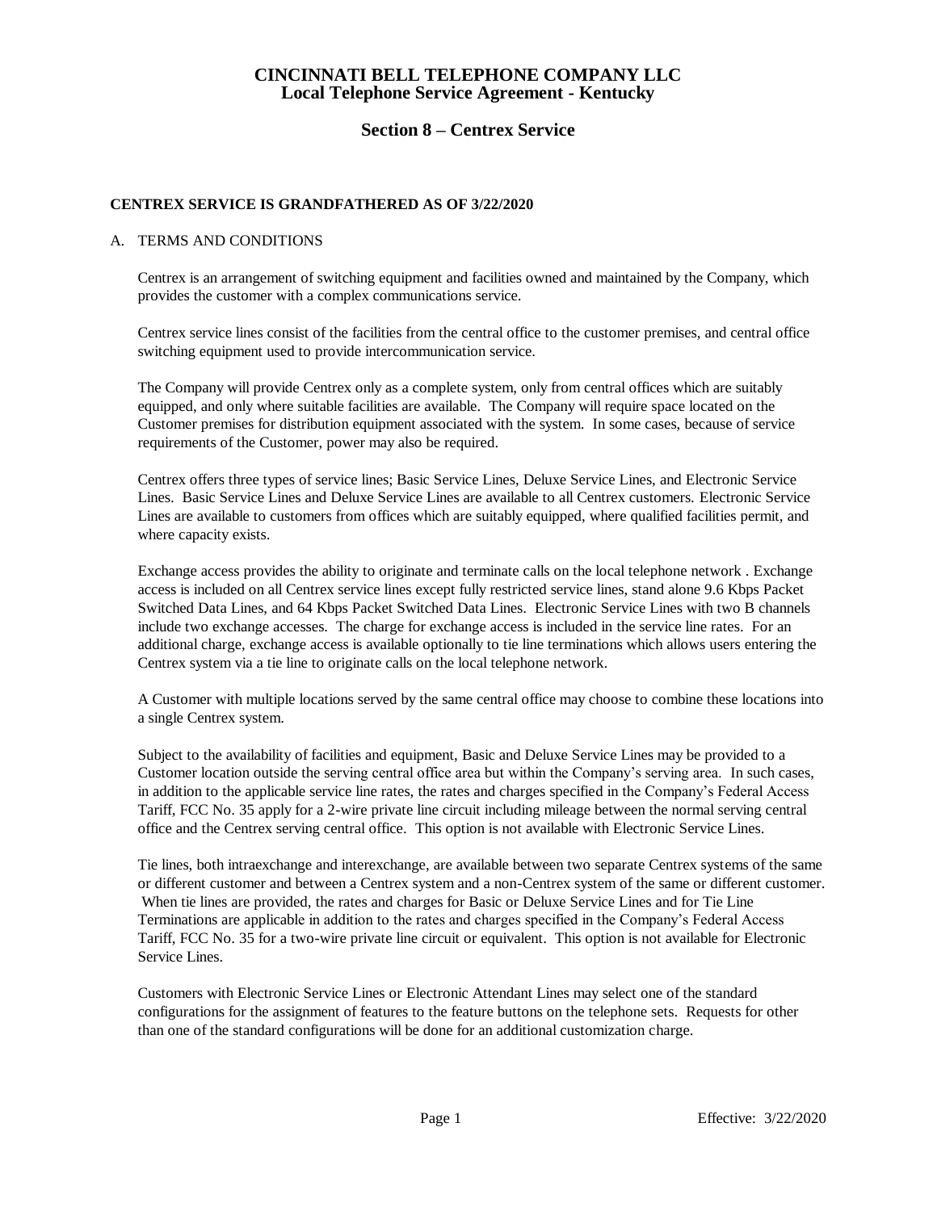# CINCINNATI BELL TELEPHONE COMPANY LLC
## Local Telephone Service Agreement - Kentucky

## Section 8 – Centrex Service

**CENTREX SERVICE IS GRANDFATHERED AS OF 3/22/2020**

A. TERMS AND CONDITIONS

Centrex is an arrangement of switching equipment and facilities owned and maintained by the Company, which provides the customer with a complex communications service.

Centrex service lines consist of the facilities from the central office to the customer premises, and central office switching equipment used to provide intercommunication service.

The Company will provide Centrex only as a complete system, only from central offices which are suitably equipped, and only where suitable facilities are available. The Company will require space located on the Customer premises for distribution equipment associated with the system. In some cases, because of service requirements of the Customer, power may also be required.

Centrex offers three types of service lines; Basic Service Lines, Deluxe Service Lines, and Electronic Service Lines. Basic Service Lines and Deluxe Service Lines are available to all Centrex customers. Electronic Service Lines are available to customers from offices which are suitably equipped, where qualified facilities permit, and where capacity exists.

Exchange access provides the ability to originate and terminate calls on the local telephone network . Exchange access is included on all Centrex service lines except fully restricted service lines, stand alone 9.6 Kbps Packet Switched Data Lines, and 64 Kbps Packet Switched Data Lines. Electronic Service Lines with two B channels include two exchange accesses. The charge for exchange access is included in the service line rates. For an additional charge, exchange access is available optionally to tie line terminations which allows users entering the Centrex system via a tie line to originate calls on the local telephone network.

A Customer with multiple locations served by the same central office may choose to combine these locations into a single Centrex system.

Subject to the availability of facilities and equipment, Basic and Deluxe Service Lines may be provided to a Customer location outside the serving central office area but within the Company's serving area. In such cases, in addition to the applicable service line rates, the rates and charges specified in the Company's Federal Access Tariff, FCC No. 35 apply for a 2-wire private line circuit including mileage between the normal serving central office and the Centrex serving central office. This option is not available with Electronic Service Lines.

Tie lines, both intraexchange and interexchange, are available between two separate Centrex systems of the same or different customer and between a Centrex system and a non-Centrex system of the same or different customer. When tie lines are provided, the rates and charges for Basic or Deluxe Service Lines and for Tie Line Terminations are applicable in addition to the rates and charges specified in the Company's Federal Access Tariff, FCC No. 35 for a two-wire private line circuit or equivalent. This option is not available for Electronic Service Lines.

Customers with Electronic Service Lines or Electronic Attendant Lines may select one of the standard configurations for the assignment of features to the feature buttons on the telephone sets. Requests for other than one of the standard configurations will be done for an additional customization charge.

Effective: 3/22/2020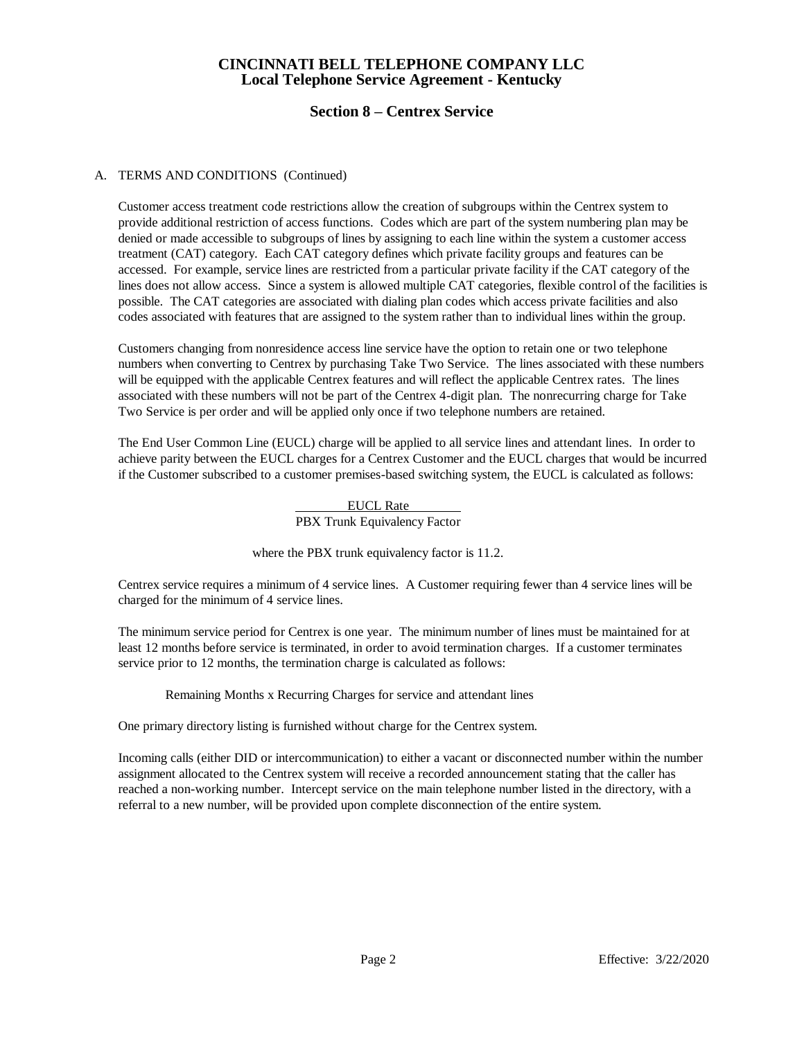# CINCINNATI BELL TELEPHONE COMPANY LLC
## Local Telephone Service Agreement - Kentucky

## Section 8 – Centrex Service

A. TERMS AND CONDITIONS (Continued)

Customer access treatment code restrictions allow the creation of subgroups within the Centrex system to provide additional restriction of access functions. Codes which are part of the system numbering plan may be denied or made accessible to subgroups of lines by assigning to each line within the system a customer access treatment (CAT) category. Each CAT category defines which private facility groups and features can be accessed. For example, service lines are restricted from a particular private facility if the CAT category of the lines does not allow access. Since a system is allowed multiple CAT categories, flexible control of the facilities is possible. The CAT categories are associated with dialing plan codes which access private facilities and also codes associated with features that are assigned to the system rather than to individual lines within the group.

Customers changing from nonresidence access line service have the option to retain one or two telephone numbers when converting to Centrex by purchasing Take Two Service. The lines associated with these numbers will be equipped with the applicable Centrex features and will reflect the applicable Centrex rates. The lines associated with these numbers will not be part of the Centrex 4-digit plan. The nonrecurring charge for Take Two Service is per order and will be applied only once if two telephone numbers are retained.

The End User Common Line (EUCL) charge will be applied to all service lines and attendant lines. In order to achieve parity between the EUCL charges for a Centrex Customer and the EUCL charges that would be incurred if the Customer subscribed to a customer premises-based switching system, the EUCL is calculated as follows:

$$\frac{\text{EUCL Rate}}{\text{PBX Trunk Equivalency Factor}}$$

where the PBX trunk equivalency factor is 11.2.

Centrex service requires a minimum of 4 service lines. A Customer requiring fewer than 4 service lines will be charged for the minimum of 4 service lines.

The minimum service period for Centrex is one year. The minimum number of lines must be maintained for at least 12 months before service is terminated, in order to avoid termination charges. If a customer terminates service prior to 12 months, the termination charge is calculated as follows:

Remaining Months x Recurring Charges for service and attendant lines

One primary directory listing is furnished without charge for the Centrex system.

Incoming calls (either DID or intercommunication) to either a vacant or disconnected number within the number assignment allocated to the Centrex system will receive a recorded announcement stating that the caller has reached a non-working number. Intercept service on the main telephone number listed in the directory, with a referral to a new number, will be provided upon complete disconnection of the entire system.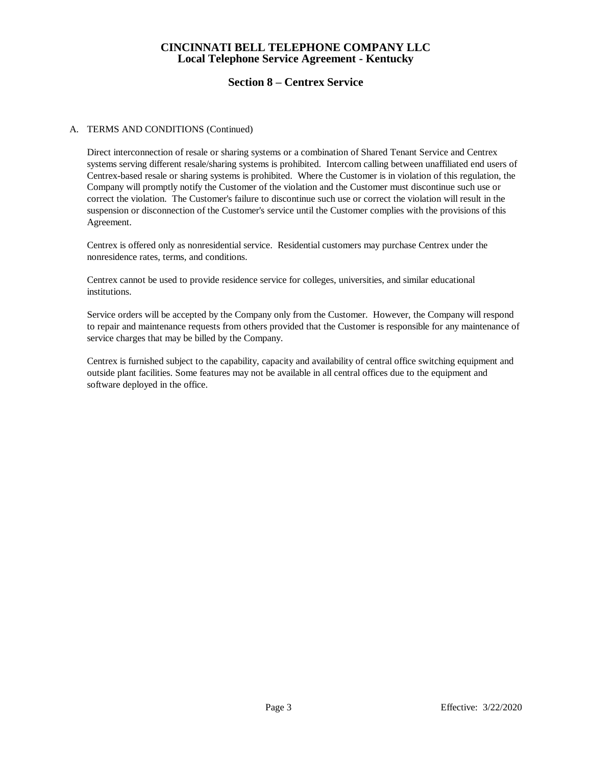# CINCINNATI BELL TELEPHONE COMPANY LLC
## Local Telephone Service Agreement - Kentucky

## Section 8 – Centrex Service

A. TERMS AND CONDITIONS (Continued)

Direct interconnection of resale or sharing systems or a combination of Shared Tenant Service and Centrex systems serving different resale/sharing systems is prohibited. Intercom calling between unaffiliated end users of Centrex-based resale or sharing systems is prohibited. Where the Customer is in violation of this regulation, the Company will promptly notify the Customer of the violation and the Customer must discontinue such use or correct the violation. The Customer's failure to discontinue such use or correct the violation will result in the suspension or disconnection of the Customer's service until the Customer complies with the provisions of this Agreement.

Centrex is offered only as nonresidential service. Residential customers may purchase Centrex under the nonresidence rates, terms, and conditions.

Centrex cannot be used to provide residence service for colleges, universities, and similar educational institutions.

Service orders will be accepted by the Company only from the Customer. However, the Company will respond to repair and maintenance requests from others provided that the Customer is responsible for any maintenance of service charges that may be billed by the Company.

Centrex is furnished subject to the capability, capacity and availability of central office switching equipment and outside plant facilities. Some features may not be available in all central offices due to the equipment and software deployed in the office.

Effective: 3/22/2020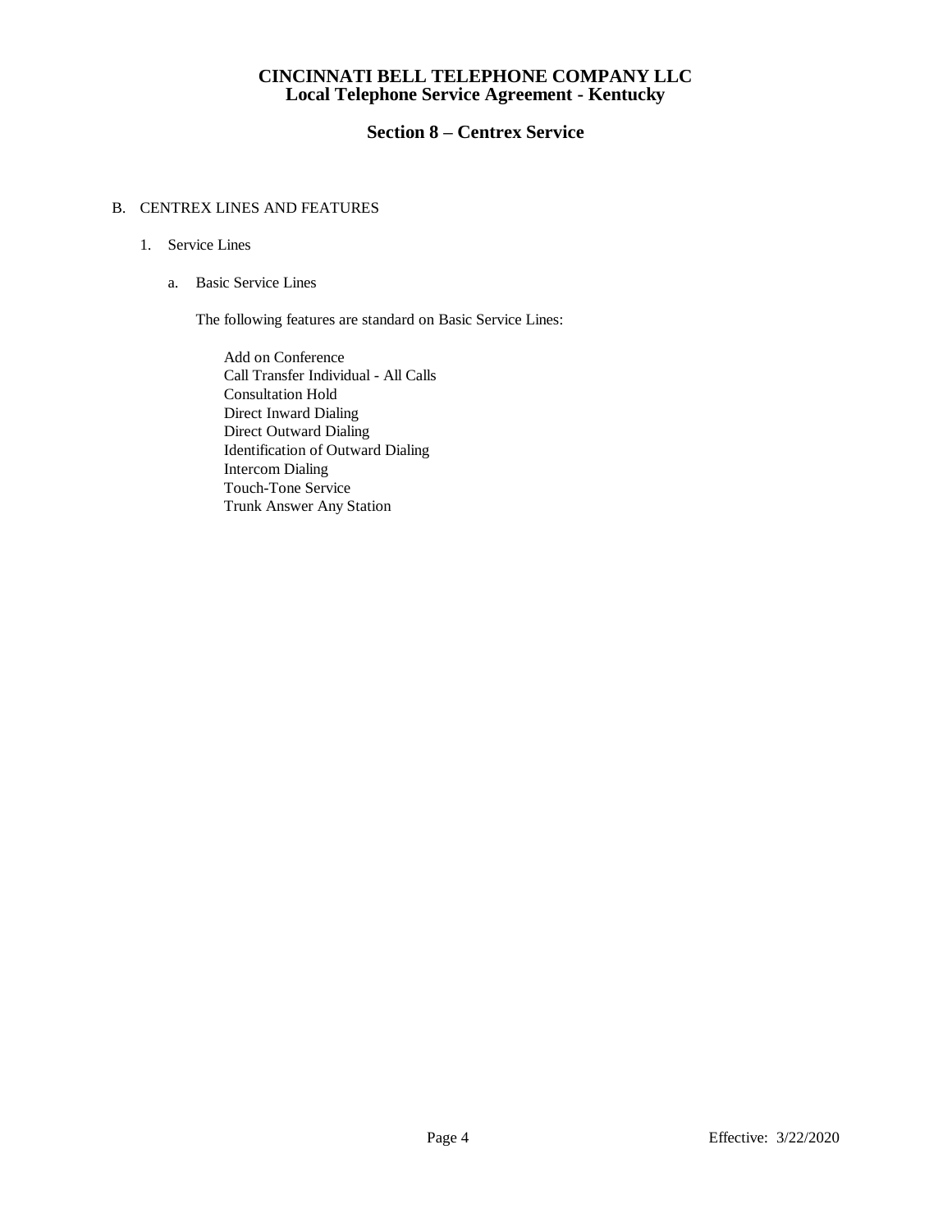B. CENTREX LINES AND FEATURES

1. Service Lines

   a. Basic Service Lines

      The following features are standard on Basic Service Lines:

      - Add on Conference
      - Call Transfer Individual - All Calls
      - Consultation Hold
      - Direct Inward Dialing
      - Direct Outward Dialing
      - Identification of Outward Dialing
      - Intercom Dialing
      - Touch-Tone Service
      - Trunk Answer Any Station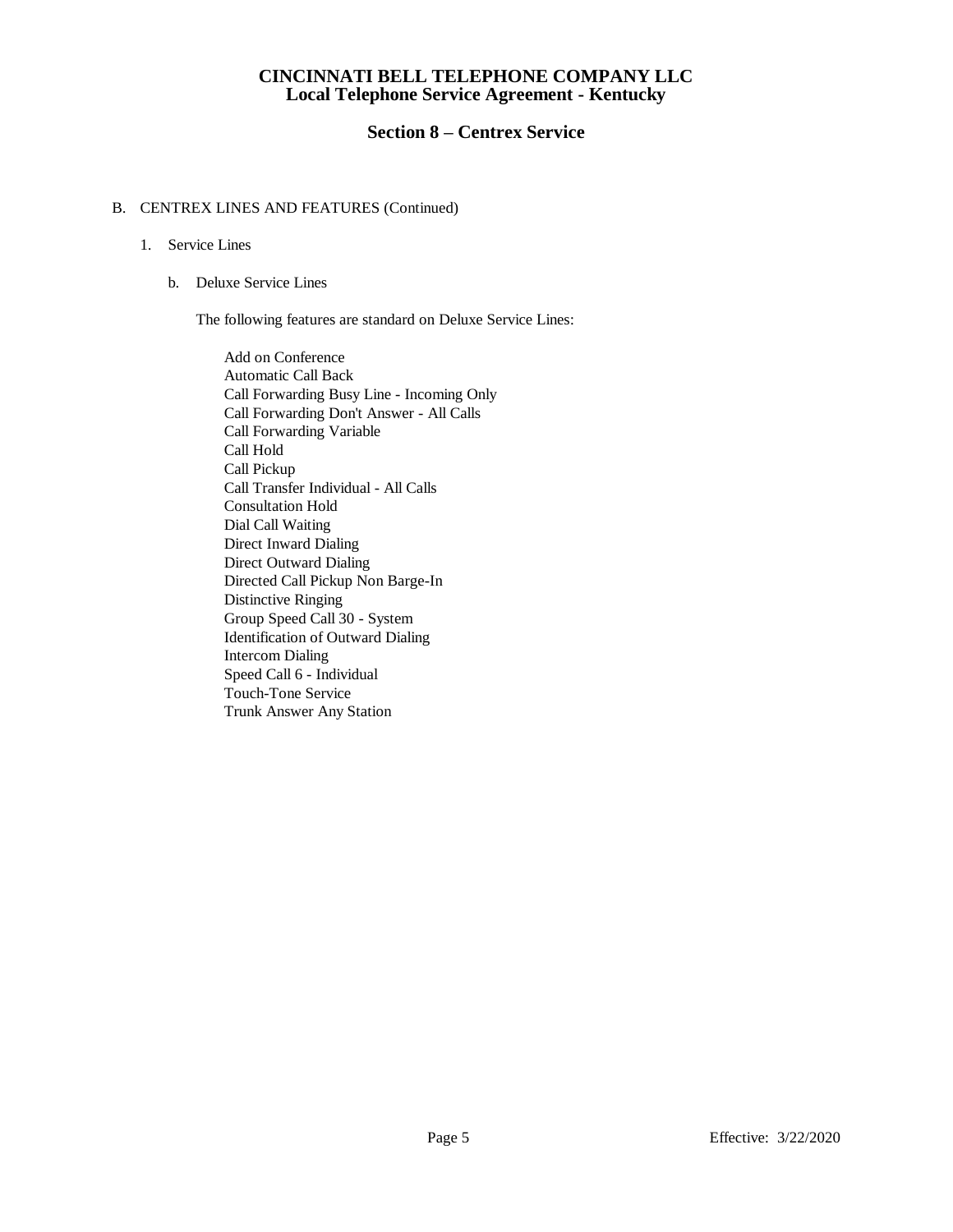# CINCINNATI BELL TELEPHONE COMPANY LLC
## Local Telephone Service Agreement - Kentucky

## Section 8 – Centrex Service

B. CENTREX LINES AND FEATURES (Continued)

1. Service Lines

   b. Deluxe Service Lines

      The following features are standard on Deluxe Service Lines:

      Add on Conference
      Automatic Call Back
      Call Forwarding Busy Line - Incoming Only
      Call Forwarding Don't Answer - All Calls
      Call Forwarding Variable
      Call Hold
      Call Pickup
      Call Transfer Individual - All Calls
      Consultation Hold
      Dial Call Waiting
      Direct Inward Dialing
      Direct Outward Dialing
      Directed Call Pickup Non Barge-In
      Distinctive Ringing
      Group Speed Call 30 - System
      Identification of Outward Dialing
      Intercom Dialing
      Speed Call 6 - Individual
      Touch-Tone Service
      Trunk Answer Any Station

Effective: 3/22/2020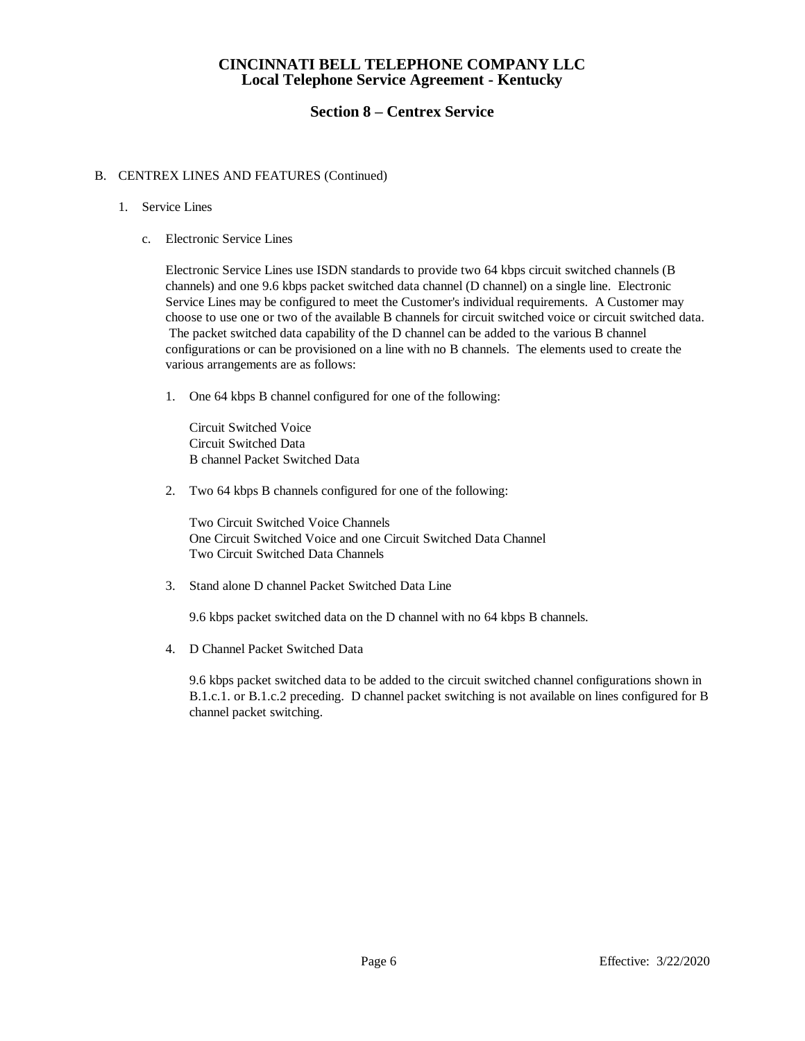**CINCINNATI BELL TELEPHONE COMPANY LLC**
**Local Telephone Service Agreement - Kentucky**

## Section 8 – Centrex Service

B. CENTREX LINES AND FEATURES (Continued)

1. Service Lines

   c. Electronic Service Lines

      Electronic Service Lines use ISDN standards to provide two 64 kbps circuit switched channels (B channels) and one 9.6 kbps packet switched data channel (D channel) on a single line. Electronic Service Lines may be configured to meet the Customer's individual requirements. A Customer may choose to use one or two of the available B channels for circuit switched voice or circuit switched data. The packet switched data capability of the D channel can be added to the various B channel configurations or can be provisioned on a line with no B channels. The elements used to create the various arrangements are as follows:

      1. One 64 kbps B channel configured for one of the following:

         Circuit Switched Voice
         Circuit Switched Data
         B channel Packet Switched Data

      2. Two 64 kbps B channels configured for one of the following:

         Two Circuit Switched Voice Channels
         One Circuit Switched Voice and one Circuit Switched Data Channel
         Two Circuit Switched Data Channels

      3. Stand alone D channel Packet Switched Data Line

         9.6 kbps packet switched data on the D channel with no 64 kbps B channels.

      4. D Channel Packet Switched Data

         9.6 kbps packet switched data to be added to the circuit switched channel configurations shown in B.1.c.1. or B.1.c.2 preceding. D channel packet switching is not available on lines configured for B channel packet switching.

Effective: 3/22/2020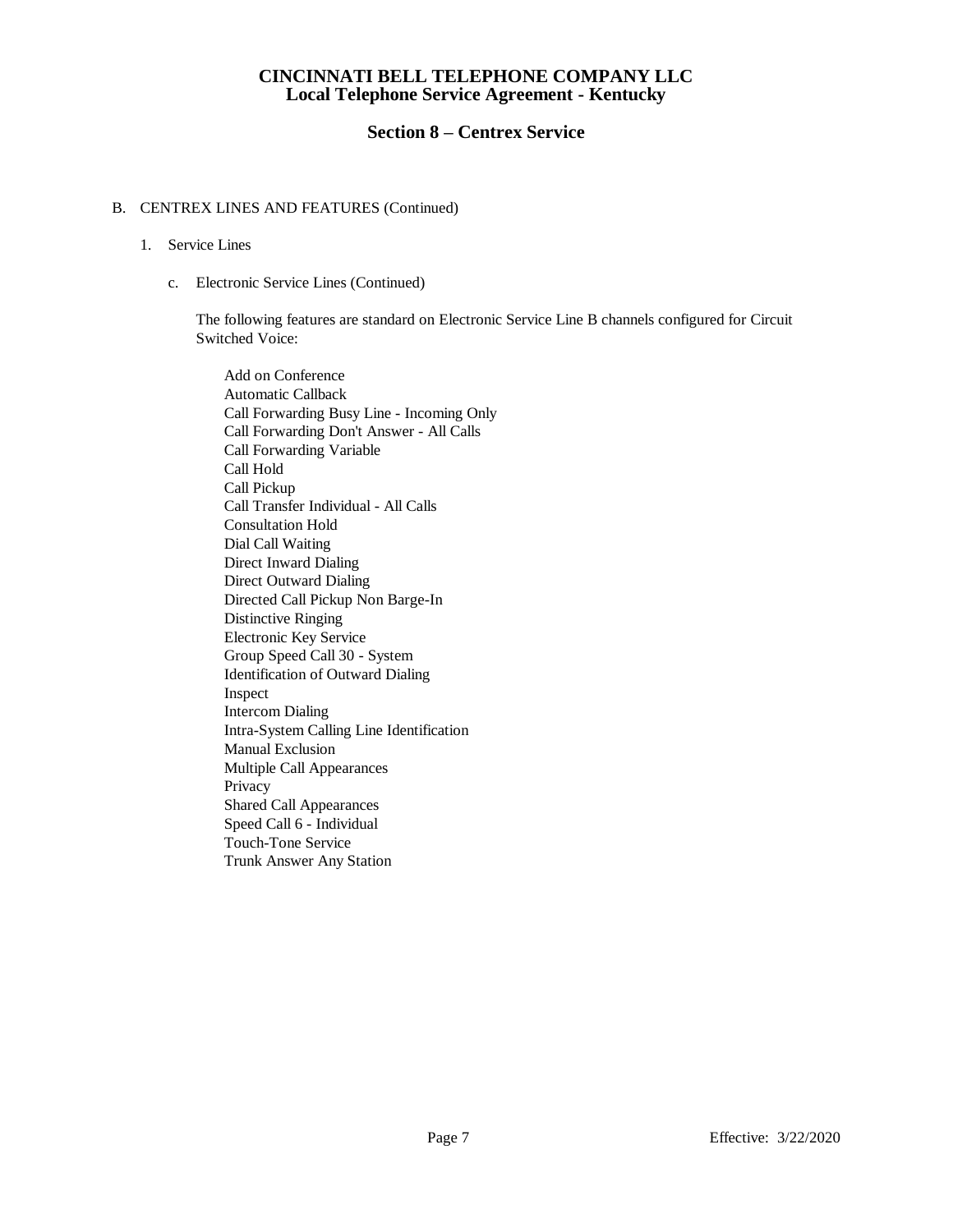# CINCINNATI BELL TELEPHONE COMPANY LLC
## Local Telephone Service Agreement - Kentucky

## Section 8 – Centrex Service

B. CENTREX LINES AND FEATURES (Continued)

1. Service Lines

   c. Electronic Service Lines (Continued)

      The following features are standard on Electronic Service Line B channels configured for Circuit Switched Voice:

      Add on Conference
      Automatic Callback
      Call Forwarding Busy Line - Incoming Only
      Call Forwarding Don't Answer - All Calls
      Call Forwarding Variable
      Call Hold
      Call Pickup
      Call Transfer Individual - All Calls
      Consultation Hold
      Dial Call Waiting
      Direct Inward Dialing
      Direct Outward Dialing
      Directed Call Pickup Non Barge-In
      Distinctive Ringing
      Electronic Key Service
      Group Speed Call 30 - System
      Identification of Outward Dialing
      Inspect
      Intercom Dialing
      Intra-System Calling Line Identification
      Manual Exclusion
      Multiple Call Appearances
      Privacy
      Shared Call Appearances
      Speed Call 6 - Individual
      Touch-Tone Service
      Trunk Answer Any Station

Effective: 3/22/2020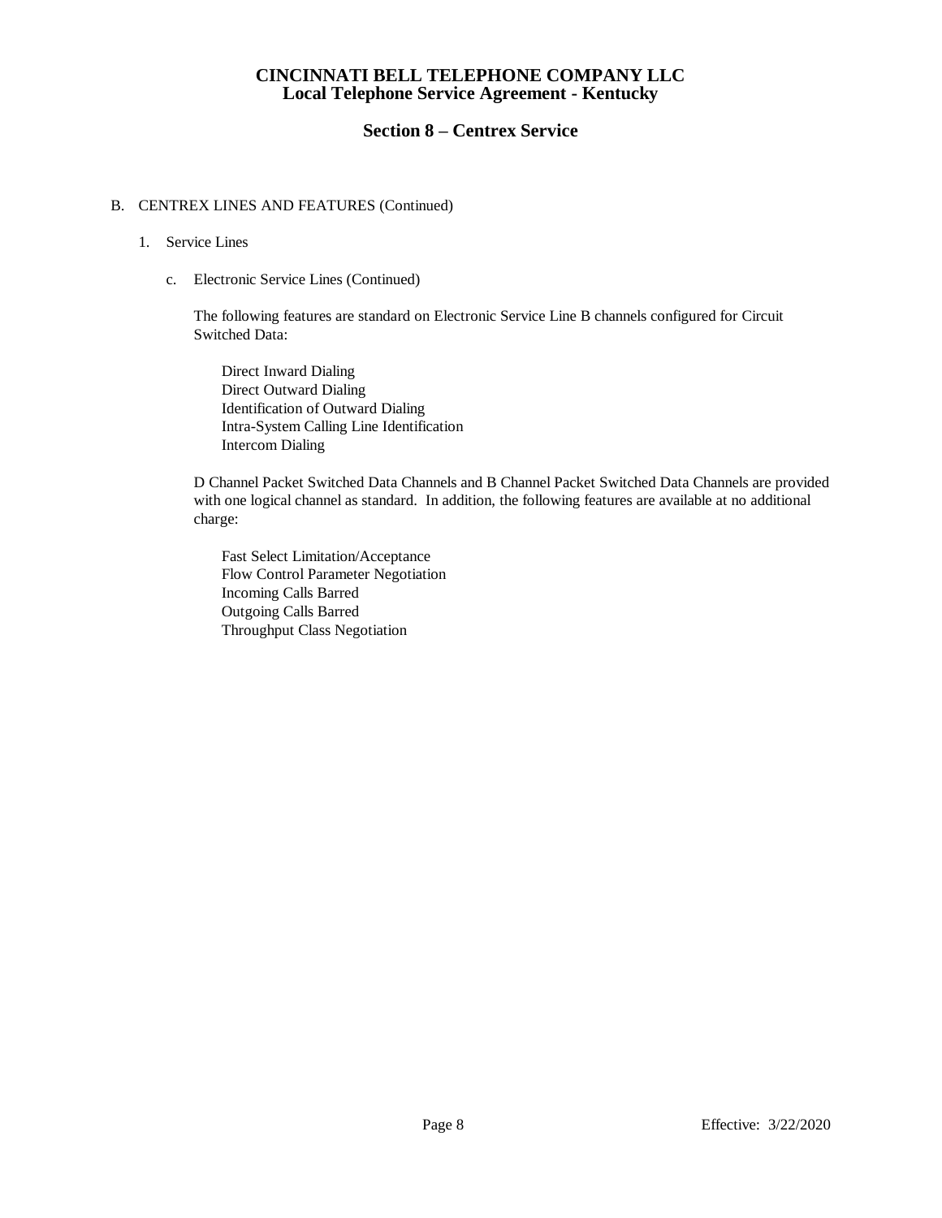B. CENTREX LINES AND FEATURES (Continued)

1. Service Lines

   c. Electronic Service Lines (Continued)

      The following features are standard on Electronic Service Line B channels configured for Circuit Switched Data:

      - Direct Inward Dialing
      - Direct Outward Dialing
      - Identification of Outward Dialing
      - Intra-System Calling Line Identification
      - Intercom Dialing

      D Channel Packet Switched Data Channels and B Channel Packet Switched Data Channels are provided with one logical channel as standard. In addition, the following features are available at no additional charge:

      - Fast Select Limitation/Acceptance
      - Flow Control Parameter Negotiation
      - Incoming Calls Barred
      - Outgoing Calls Barred
      - Throughput Class Negotiation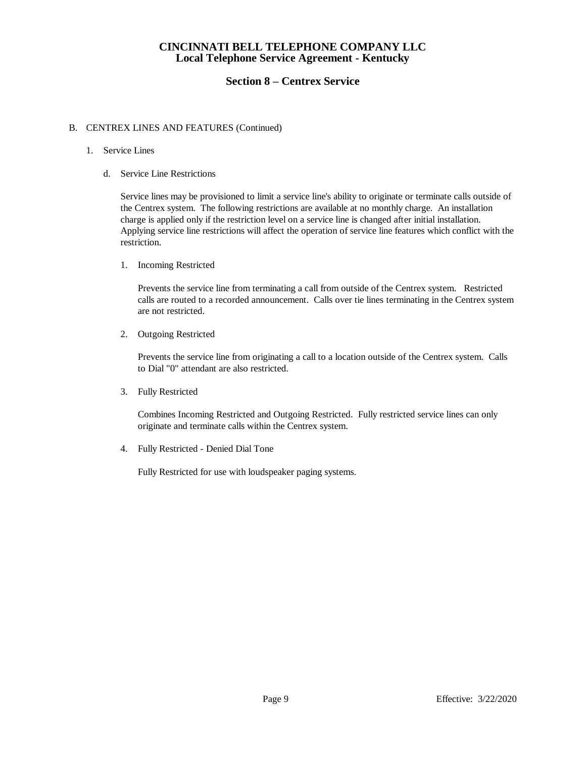# CINCINNATI BELL TELEPHONE COMPANY LLC
## Local Telephone Service Agreement - Kentucky

## Section 8 – Centrex Service

B. CENTREX LINES AND FEATURES (Continued)

1. Service Lines

   d. Service Line Restrictions

      Service lines may be provisioned to limit a service line's ability to originate or terminate calls outside of the Centrex system. The following restrictions are available at no monthly charge. An installation charge is applied only if the restriction level on a service line is changed after initial installation. Applying service line restrictions will affect the operation of service line features which conflict with the restriction.

      1. Incoming Restricted

         Prevents the service line from terminating a call from outside of the Centrex system. Restricted calls are routed to a recorded announcement. Calls over tie lines terminating in the Centrex system are not restricted.

      2. Outgoing Restricted

         Prevents the service line from originating a call to a location outside of the Centrex system. Calls to Dial "0" attendant are also restricted.

      3. Fully Restricted

         Combines Incoming Restricted and Outgoing Restricted. Fully restricted service lines can only originate and terminate calls within the Centrex system.

      4. Fully Restricted - Denied Dial Tone

         Fully Restricted for use with loudspeaker paging systems.

Effective: 3/22/2020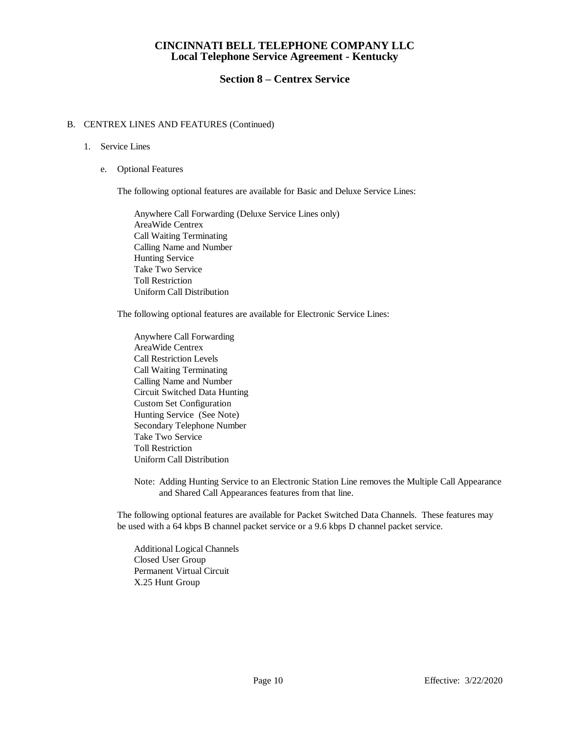# CINCINNATI BELL TELEPHONE COMPANY LLC
## Local Telephone Service Agreement - Kentucky

### Section 8 – Centrex Service

B. CENTREX LINES AND FEATURES (Continued)

1. Service Lines

   e. Optional Features

   The following optional features are available for Basic and Deluxe Service Lines:

   Anywhere Call Forwarding (Deluxe Service Lines only)
   AreaWide Centrex
   Call Waiting Terminating
   Calling Name and Number
   Hunting Service
   Take Two Service
   Toll Restriction
   Uniform Call Distribution

   The following optional features are available for Electronic Service Lines:

   Anywhere Call Forwarding
   AreaWide Centrex
   Call Restriction Levels
   Call Waiting Terminating
   Calling Name and Number
   Circuit Switched Data Hunting
   Custom Set Configuration
   Hunting Service (See Note)
   Secondary Telephone Number
   Take Two Service
   Toll Restriction
   Uniform Call Distribution

   Note: Adding Hunting Service to an Electronic Station Line removes the Multiple Call Appearance and Shared Call Appearances features from that line.

   The following optional features are available for Packet Switched Data Channels. These features may be used with a 64 kbps B channel packet service or a 9.6 kbps D channel packet service.

   Additional Logical Channels
   Closed User Group
   Permanent Virtual Circuit
   X.25 Hunt Group

Effective: 3/22/2020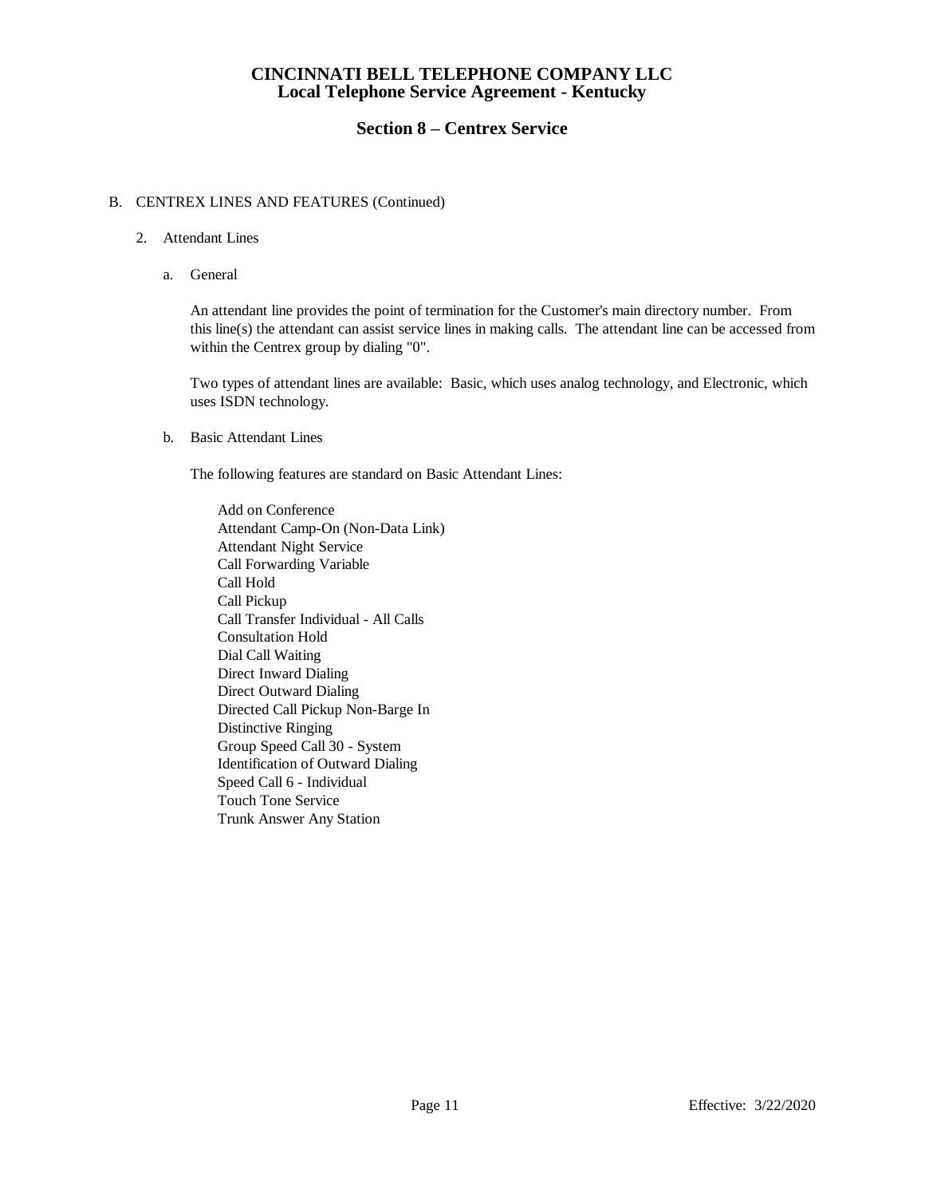B. CENTREX LINES AND FEATURES (Continued)

2. Attendant Lines

a. General

An attendant line provides the point of termination for the Customer's main directory number. From this line(s) the attendant can assist service lines in making calls. The attendant line can be accessed from within the Centrex group by dialing "0".

Two types of attendant lines are available: Basic, which uses analog technology, and Electronic, which uses ISDN technology.

b. Basic Attendant Lines

The following features are standard on Basic Attendant Lines:

Add on Conference
Attendant Camp-On (Non-Data Link)
Attendant Night Service
Call Forwarding Variable
Call Hold
Call Pickup
Call Transfer Individual - All Calls
Consultation Hold
Dial Call Waiting
Direct Inward Dialing
Direct Outward Dialing
Directed Call Pickup Non-Barge In
Distinctive Ringing
Group Speed Call 30 - System
Identification of Outward Dialing
Speed Call 6 - Individual
Touch Tone Service
Trunk Answer Any Station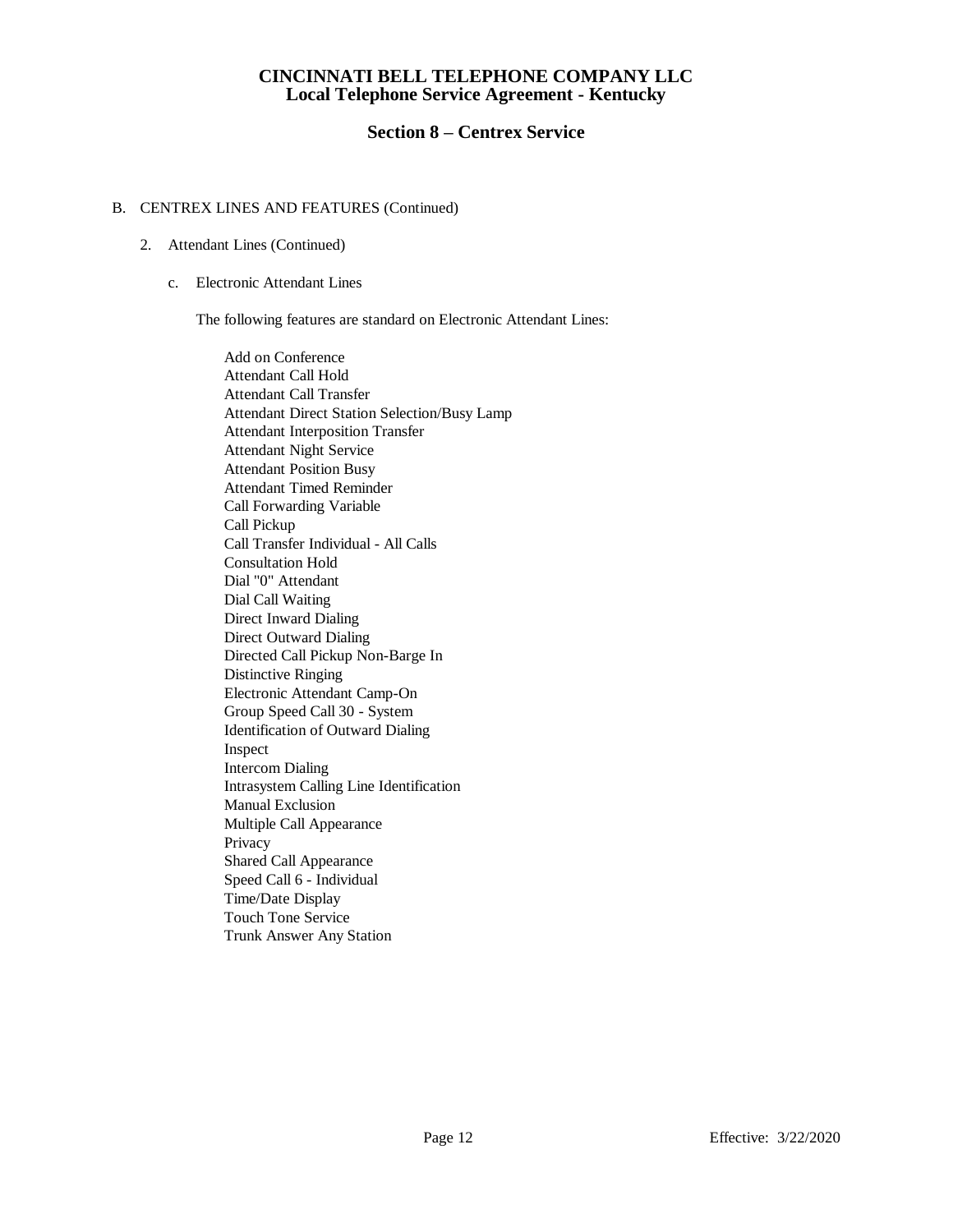# CINCINNATI BELL TELEPHONE COMPANY LLC
## Local Telephone Service Agreement - Kentucky

### Section 8 – Centrex Service

B. CENTREX LINES AND FEATURES (Continued)

2. Attendant Lines (Continued)

   c. Electronic Attendant Lines

   The following features are standard on Electronic Attendant Lines:

   - Add on Conference
   - Attendant Call Hold
   - Attendant Call Transfer
   - Attendant Direct Station Selection/Busy Lamp
   - Attendant Interposition Transfer
   - Attendant Night Service
   - Attendant Position Busy
   - Attendant Timed Reminder
   - Call Forwarding Variable
   - Call Pickup
   - Call Transfer Individual - All Calls
   - Consultation Hold
   - Dial "0" Attendant
   - Dial Call Waiting
   - Direct Inward Dialing
   - Direct Outward Dialing
   - Directed Call Pickup Non-Barge In
   - Distinctive Ringing
   - Electronic Attendant Camp-On
   - Group Speed Call 30 - System
   - Identification of Outward Dialing
   - Inspect
   - Intercom Dialing
   - Intrasystem Calling Line Identification
   - Manual Exclusion
   - Multiple Call Appearance
   - Privacy
   - Shared Call Appearance
   - Speed Call 6 - Individual
   - Time/Date Display
   - Touch Tone Service
   - Trunk Answer Any Station

Effective: 3/22/2020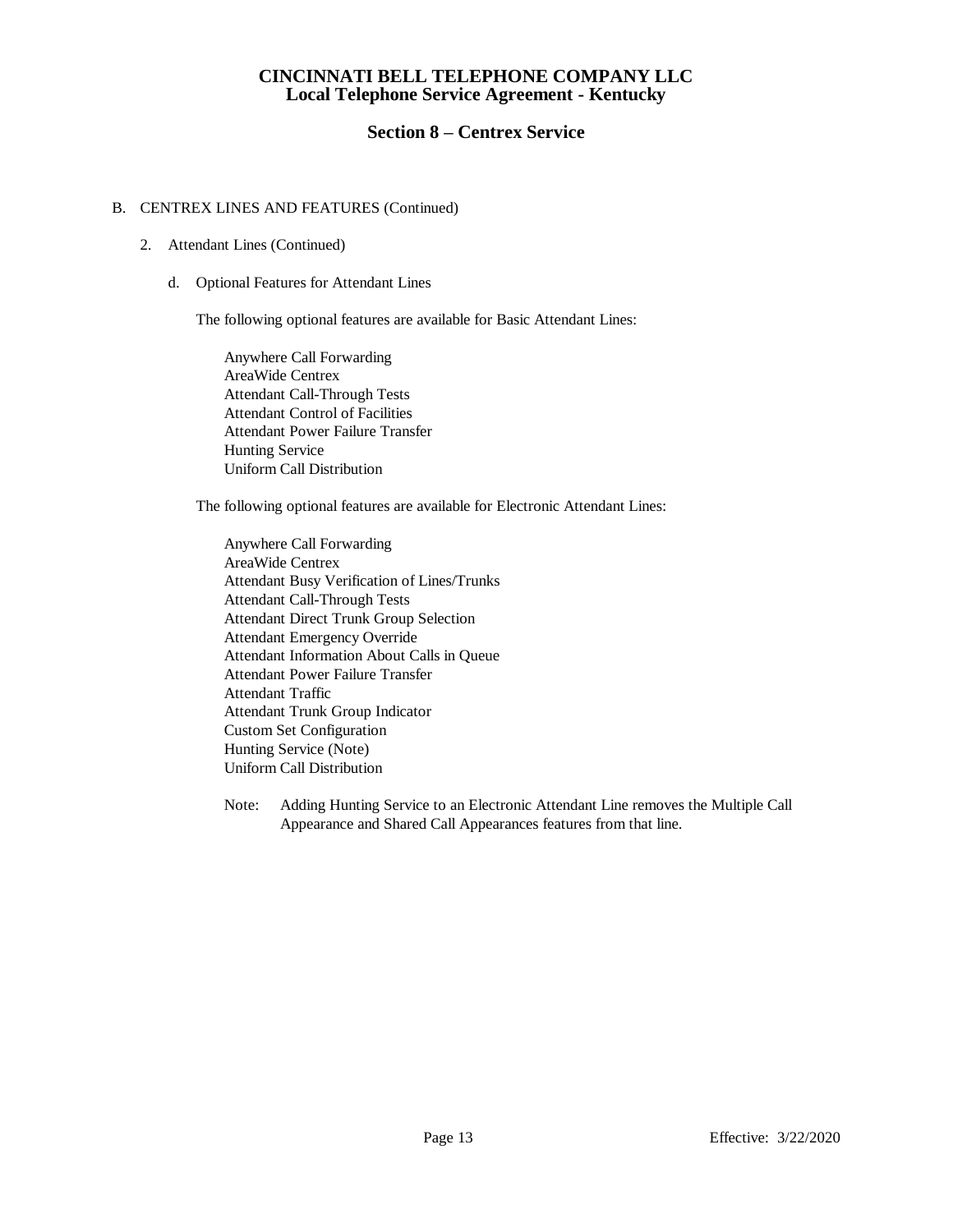B. CENTREX LINES AND FEATURES (Continued)

2. Attendant Lines (Continued)

d. Optional Features for Attendant Lines

The following optional features are available for Basic Attendant Lines:

Anywhere Call Forwarding
AreaWide Centrex
Attendant Call-Through Tests
Attendant Control of Facilities
Attendant Power Failure Transfer
Hunting Service
Uniform Call Distribution

The following optional features are available for Electronic Attendant Lines:

Anywhere Call Forwarding
AreaWide Centrex
Attendant Busy Verification of Lines/Trunks
Attendant Call-Through Tests
Attendant Direct Trunk Group Selection
Attendant Emergency Override
Attendant Information About Calls in Queue
Attendant Power Failure Transfer
Attendant Traffic
Attendant Trunk Group Indicator
Custom Set Configuration
Hunting Service (Note)
Uniform Call Distribution

Note: Adding Hunting Service to an Electronic Attendant Line removes the Multiple Call Appearance and Shared Call Appearances features from that line.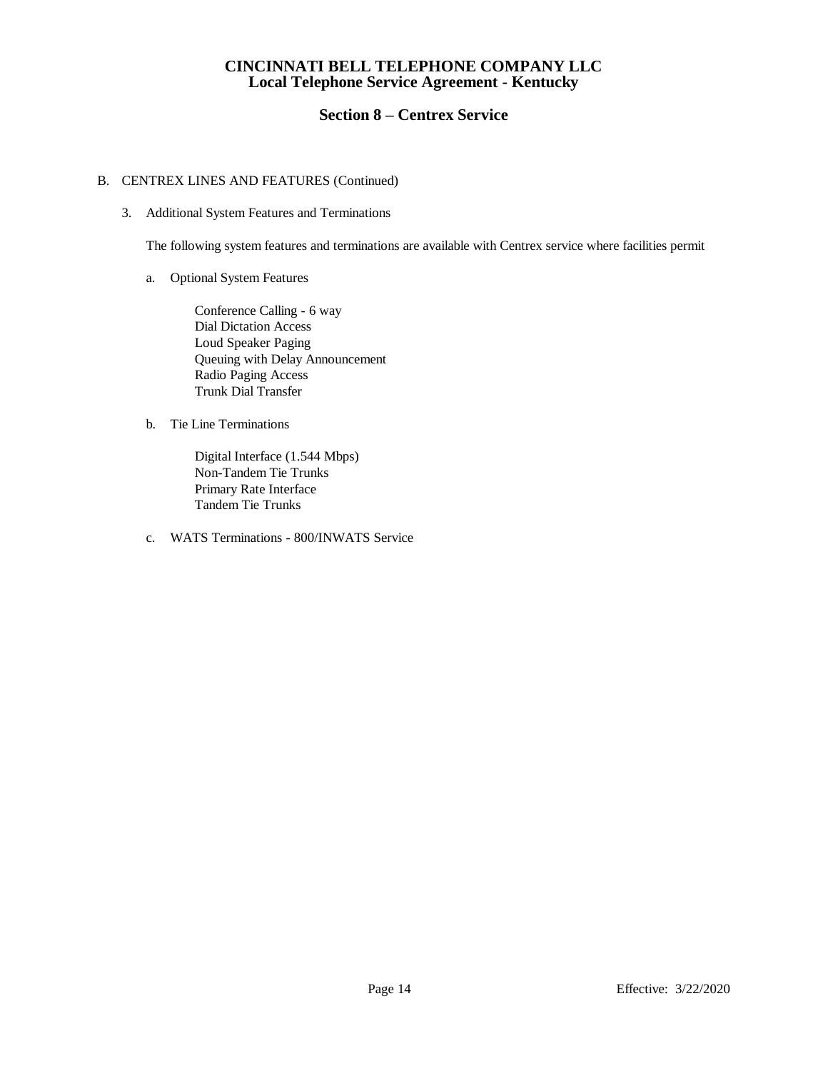# CINCINNATI BELL TELEPHONE COMPANY LLC
## Local Telephone Service Agreement - Kentucky

### Section 8 – Centrex Service

B. CENTREX LINES AND FEATURES (Continued)

3. Additional System Features and Terminations

   The following system features and terminations are available with Centrex service where facilities permit

   a. Optional System Features

      Conference Calling - 6 way
      Dial Dictation Access
      Loud Speaker Paging
      Queuing with Delay Announcement
      Radio Paging Access
      Trunk Dial Transfer

   b. Tie Line Terminations

      Digital Interface (1.544 Mbps)
      Non-Tandem Tie Trunks
      Primary Rate Interface
      Tandem Tie Trunks

   c. WATS Terminations - 800/INWATS Service

Effective: 3/22/2020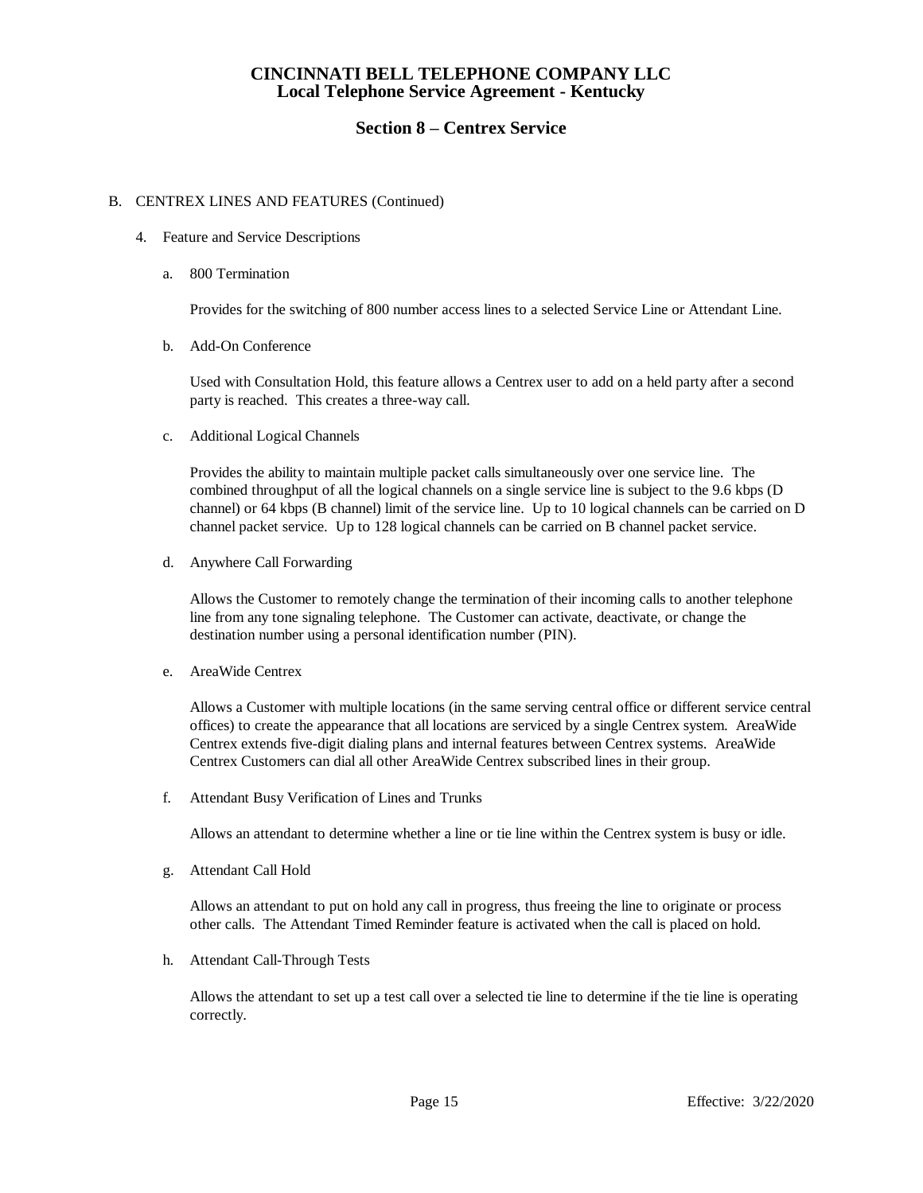# CINCINNATI BELL TELEPHONE COMPANY LLC
## Local Telephone Service Agreement - Kentucky

## Section 8 – Centrex Service

B. CENTREX LINES AND FEATURES (Continued)

4. Feature and Service Descriptions

   a. 800 Termination

      Provides for the switching of 800 number access lines to a selected Service Line or Attendant Line.

   b. Add-On Conference

      Used with Consultation Hold, this feature allows a Centrex user to add on a held party after a second party is reached. This creates a three-way call.

   c. Additional Logical Channels

      Provides the ability to maintain multiple packet calls simultaneously over one service line. The combined throughput of all the logical channels on a single service line is subject to the 9.6 kbps (D channel) or 64 kbps (B channel) limit of the service line. Up to 10 logical channels can be carried on D channel packet service. Up to 128 logical channels can be carried on B channel packet service.

   d. Anywhere Call Forwarding

      Allows the Customer to remotely change the termination of their incoming calls to another telephone line from any tone signaling telephone. The Customer can activate, deactivate, or change the destination number using a personal identification number (PIN).

   e. AreaWide Centrex

      Allows a Customer with multiple locations (in the same serving central office or different service central offices) to create the appearance that all locations are serviced by a single Centrex system. AreaWide Centrex extends five-digit dialing plans and internal features between Centrex systems. AreaWide Centrex Customers can dial all other AreaWide Centrex subscribed lines in their group.

   f. Attendant Busy Verification of Lines and Trunks

      Allows an attendant to determine whether a line or tie line within the Centrex system is busy or idle.

   g. Attendant Call Hold

      Allows an attendant to put on hold any call in progress, thus freeing the line to originate or process other calls. The Attendant Timed Reminder feature is activated when the call is placed on hold.

   h. Attendant Call-Through Tests

      Allows the attendant to set up a test call over a selected tie line to determine if the tie line is operating correctly.

Effective: 3/22/2020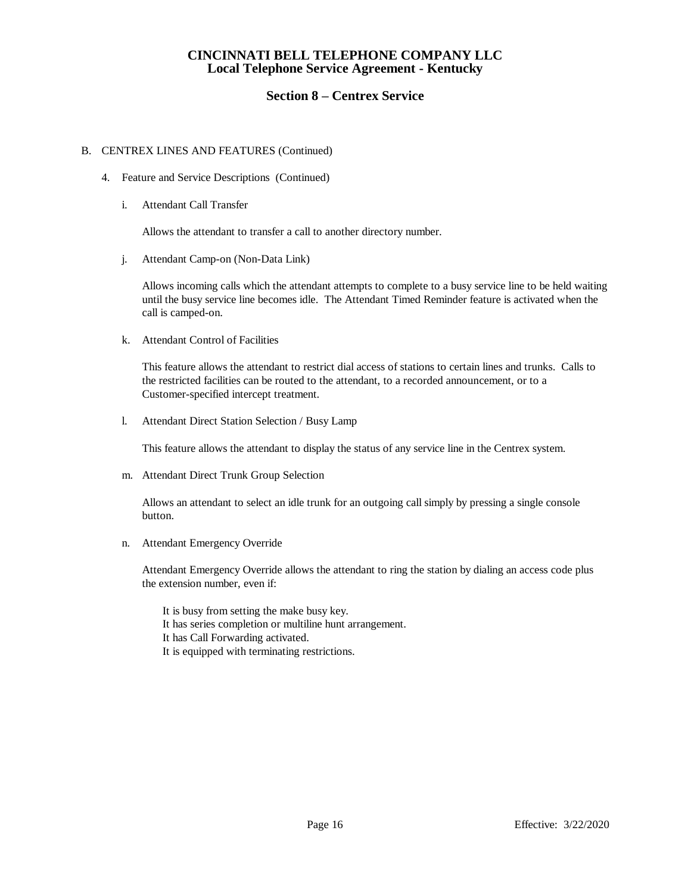# CINCINNATI BELL TELEPHONE COMPANY LLC
## Local Telephone Service Agreement - Kentucky

### Section 8 – Centrex Service

B. CENTREX LINES AND FEATURES (Continued)

4. Feature and Service Descriptions (Continued)

i. Attendant Call Transfer

Allows the attendant to transfer a call to another directory number.

j. Attendant Camp-on (Non-Data Link)

Allows incoming calls which the attendant attempts to complete to a busy service line to be held waiting until the busy service line becomes idle. The Attendant Timed Reminder feature is activated when the call is camped-on.

k. Attendant Control of Facilities

This feature allows the attendant to restrict dial access of stations to certain lines and trunks. Calls to the restricted facilities can be routed to the attendant, to a recorded announcement, or to a Customer-specified intercept treatment.

l. Attendant Direct Station Selection / Busy Lamp

This feature allows the attendant to display the status of any service line in the Centrex system.

m. Attendant Direct Trunk Group Selection

Allows an attendant to select an idle trunk for an outgoing call simply by pressing a single console button.

n. Attendant Emergency Override

Attendant Emergency Override allows the attendant to ring the station by dialing an access code plus the extension number, even if:

It is busy from setting the make busy key.
It has series completion or multiline hunt arrangement.
It has Call Forwarding activated.
It is equipped with terminating restrictions.

Effective: 3/22/2020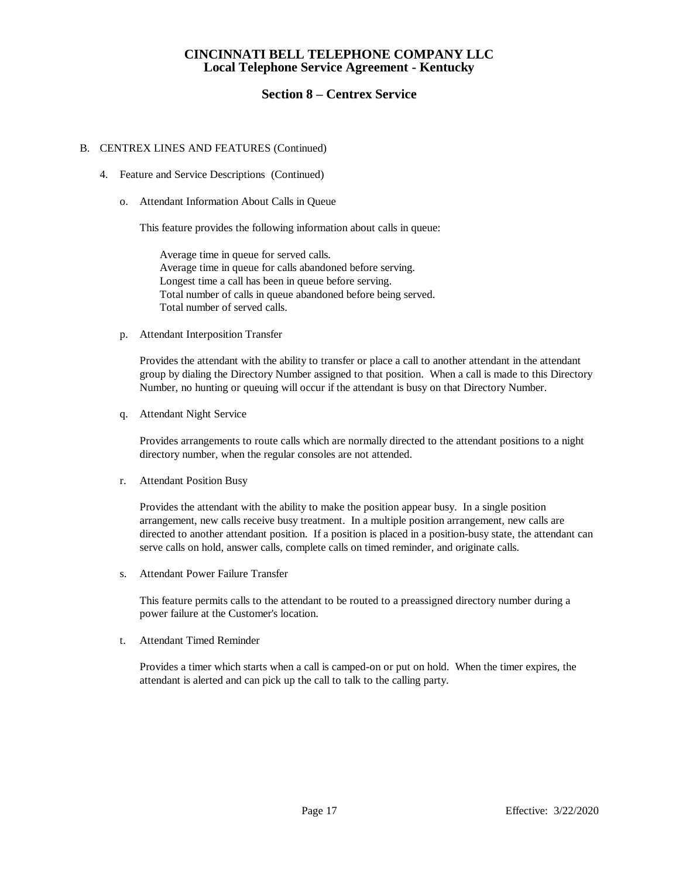# CINCINNATI BELL TELEPHONE COMPANY LLC
## Local Telephone Service Agreement - Kentucky

## Section 8 – Centrex Service

B. CENTREX LINES AND FEATURES (Continued)

4. Feature and Service Descriptions (Continued)

o. Attendant Information About Calls in Queue

This feature provides the following information about calls in queue:

Average time in queue for served calls.
Average time in queue for calls abandoned before serving.
Longest time a call has been in queue before serving.
Total number of calls in queue abandoned before being served.
Total number of served calls.

p. Attendant Interposition Transfer

Provides the attendant with the ability to transfer or place a call to another attendant in the attendant group by dialing the Directory Number assigned to that position. When a call is made to this Directory Number, no hunting or queuing will occur if the attendant is busy on that Directory Number.

q. Attendant Night Service

Provides arrangements to route calls which are normally directed to the attendant positions to a night directory number, when the regular consoles are not attended.

r. Attendant Position Busy

Provides the attendant with the ability to make the position appear busy. In a single position arrangement, new calls receive busy treatment. In a multiple position arrangement, new calls are directed to another attendant position. If a position is placed in a position-busy state, the attendant can serve calls on hold, answer calls, complete calls on timed reminder, and originate calls.

s. Attendant Power Failure Transfer

This feature permits calls to the attendant to be routed to a preassigned directory number during a power failure at the Customer's location.

t. Attendant Timed Reminder

Provides a timer which starts when a call is camped-on or put on hold. When the timer expires, the attendant is alerted and can pick up the call to talk to the calling party.

Effective: 3/22/2020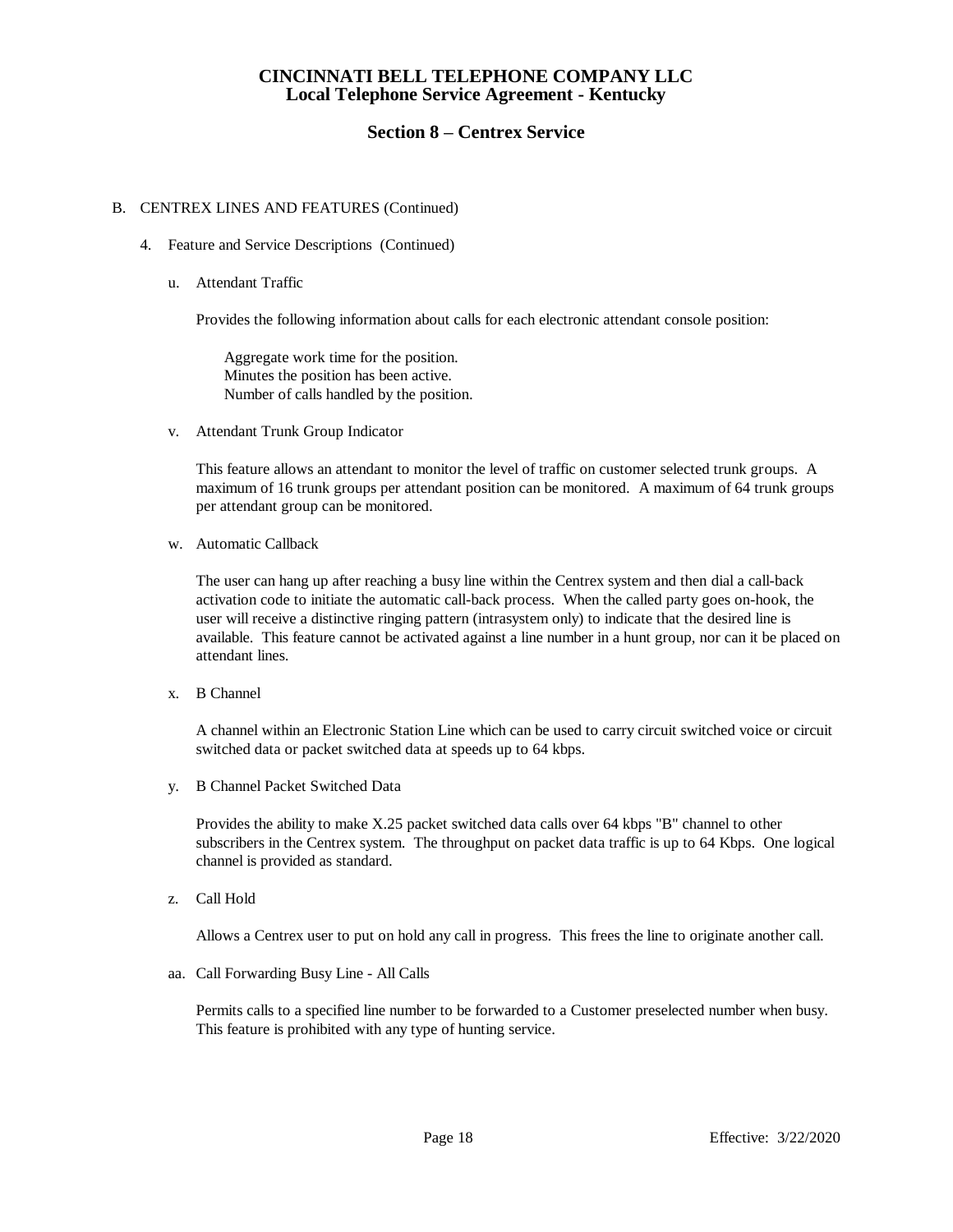# CINCINNATI BELL TELEPHONE COMPANY LLC
## Local Telephone Service Agreement - Kentucky

## Section 8 – Centrex Service

B. CENTREX LINES AND FEATURES (Continued)

4. Feature and Service Descriptions (Continued)

u. Attendant Traffic

Provides the following information about calls for each electronic attendant console position:

Aggregate work time for the position.
Minutes the position has been active.
Number of calls handled by the position.

v. Attendant Trunk Group Indicator

This feature allows an attendant to monitor the level of traffic on customer selected trunk groups. A maximum of 16 trunk groups per attendant position can be monitored. A maximum of 64 trunk groups per attendant group can be monitored.

w. Automatic Callback

The user can hang up after reaching a busy line within the Centrex system and then dial a call-back activation code to initiate the automatic call-back process. When the called party goes on-hook, the user will receive a distinctive ringing pattern (intrasystem only) to indicate that the desired line is available. This feature cannot be activated against a line number in a hunt group, nor can it be placed on attendant lines.

x. B Channel

A channel within an Electronic Station Line which can be used to carry circuit switched voice or circuit switched data or packet switched data at speeds up to 64 kbps.

y. B Channel Packet Switched Data

Provides the ability to make X.25 packet switched data calls over 64 kbps "B" channel to other subscribers in the Centrex system. The throughput on packet data traffic is up to 64 Kbps. One logical channel is provided as standard.

z. Call Hold

Allows a Centrex user to put on hold any call in progress. This frees the line to originate another call.

aa. Call Forwarding Busy Line - All Calls

Permits calls to a specified line number to be forwarded to a Customer preselected number when busy. This feature is prohibited with any type of hunting service.

Effective: 3/22/2020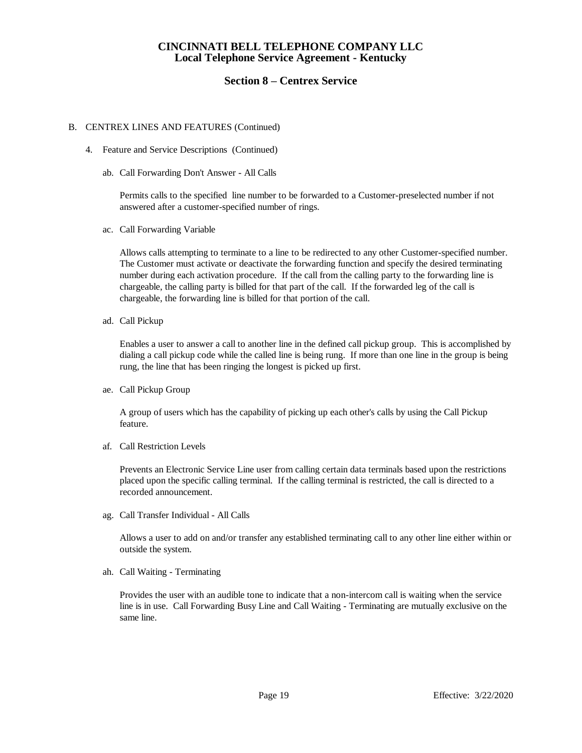# CINCINNATI BELL TELEPHONE COMPANY LLC
## Local Telephone Service Agreement - Kentucky

### Section 8 – Centrex Service

B. CENTREX LINES AND FEATURES (Continued)

4. Feature and Service Descriptions (Continued)

ab. Call Forwarding Don't Answer - All Calls

Permits calls to the specified line number to be forwarded to a Customer-preselected number if not answered after a customer-specified number of rings.

ac. Call Forwarding Variable

Allows calls attempting to terminate to a line to be redirected to any other Customer-specified number. The Customer must activate or deactivate the forwarding function and specify the desired terminating number during each activation procedure. If the call from the calling party to the forwarding line is chargeable, the calling party is billed for that part of the call. If the forwarded leg of the call is chargeable, the forwarding line is billed for that portion of the call.

ad. Call Pickup

Enables a user to answer a call to another line in the defined call pickup group. This is accomplished by dialing a call pickup code while the called line is being rung. If more than one line in the group is being rung, the line that has been ringing the longest is picked up first.

ae. Call Pickup Group

A group of users which has the capability of picking up each other's calls by using the Call Pickup feature.

af. Call Restriction Levels

Prevents an Electronic Service Line user from calling certain data terminals based upon the restrictions placed upon the specific calling terminal. If the calling terminal is restricted, the call is directed to a recorded announcement.

ag. Call Transfer Individual - All Calls

Allows a user to add on and/or transfer any established terminating call to any other line either within or outside the system.

ah. Call Waiting - Terminating

Provides the user with an audible tone to indicate that a non-intercom call is waiting when the service line is in use. Call Forwarding Busy Line and Call Waiting - Terminating are mutually exclusive on the same line.

Effective: 3/22/2020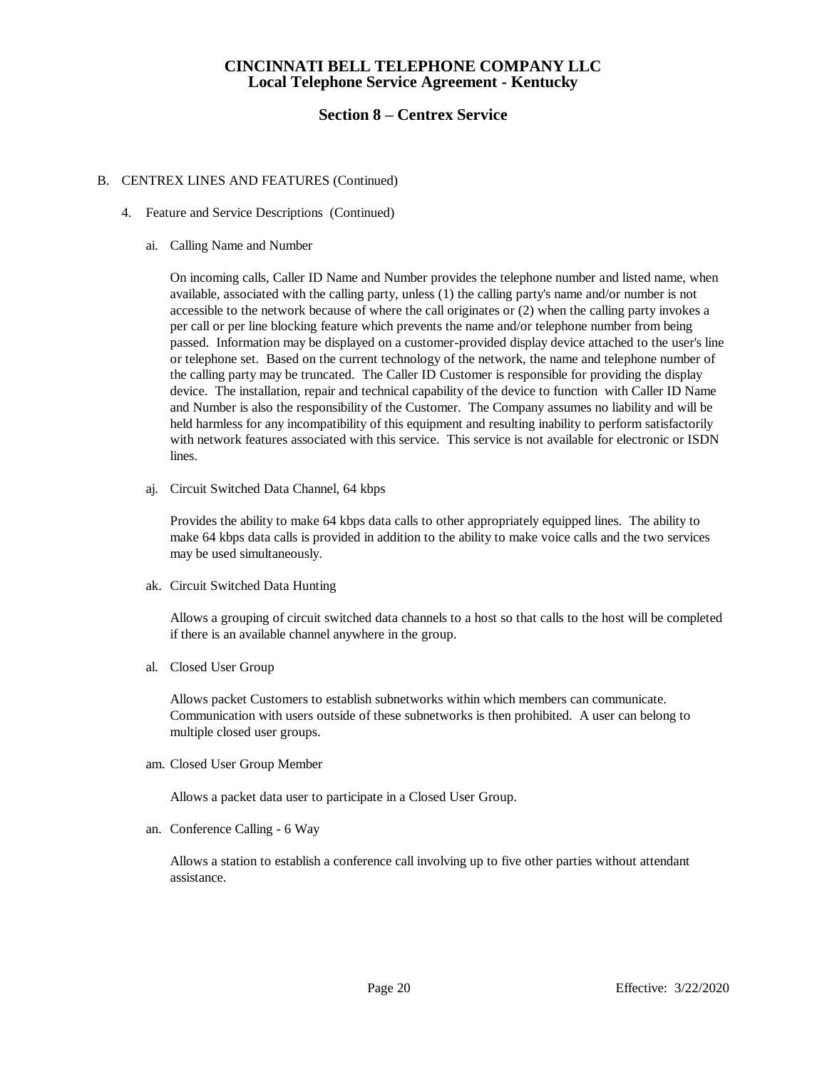# CINCINNATI BELL TELEPHONE COMPANY LLC
## Local Telephone Service Agreement - Kentucky

## Section 8 – Centrex Service

B. CENTREX LINES AND FEATURES (Continued)

4. Feature and Service Descriptions (Continued)

ai. Calling Name and Number

On incoming calls, Caller ID Name and Number provides the telephone number and listed name, when available, associated with the calling party, unless (1) the calling party's name and/or number is not accessible to the network because of where the call originates or (2) when the calling party invokes a per call or per line blocking feature which prevents the name and/or telephone number from being passed. Information may be displayed on a customer-provided display device attached to the user's line or telephone set. Based on the current technology of the network, the name and telephone number of the calling party may be truncated. The Caller ID Customer is responsible for providing the display device. The installation, repair and technical capability of the device to function with Caller ID Name and Number is also the responsibility of the Customer. The Company assumes no liability and will be held harmless for any incompatibility of this equipment and resulting inability to perform satisfactorily with network features associated with this service. This service is not available for electronic or ISDN lines.

aj. Circuit Switched Data Channel, 64 kbps

Provides the ability to make 64 kbps data calls to other appropriately equipped lines. The ability to make 64 kbps data calls is provided in addition to the ability to make voice calls and the two services may be used simultaneously.

ak. Circuit Switched Data Hunting

Allows a grouping of circuit switched data channels to a host so that calls to the host will be completed if there is an available channel anywhere in the group.

al. Closed User Group

Allows packet Customers to establish subnetworks within which members can communicate. Communication with users outside of these subnetworks is then prohibited. A user can belong to multiple closed user groups.

am. Closed User Group Member

Allows a packet data user to participate in a Closed User Group.

an. Conference Calling - 6 Way

Allows a station to establish a conference call involving up to five other parties without attendant assistance.

Effective: 3/22/2020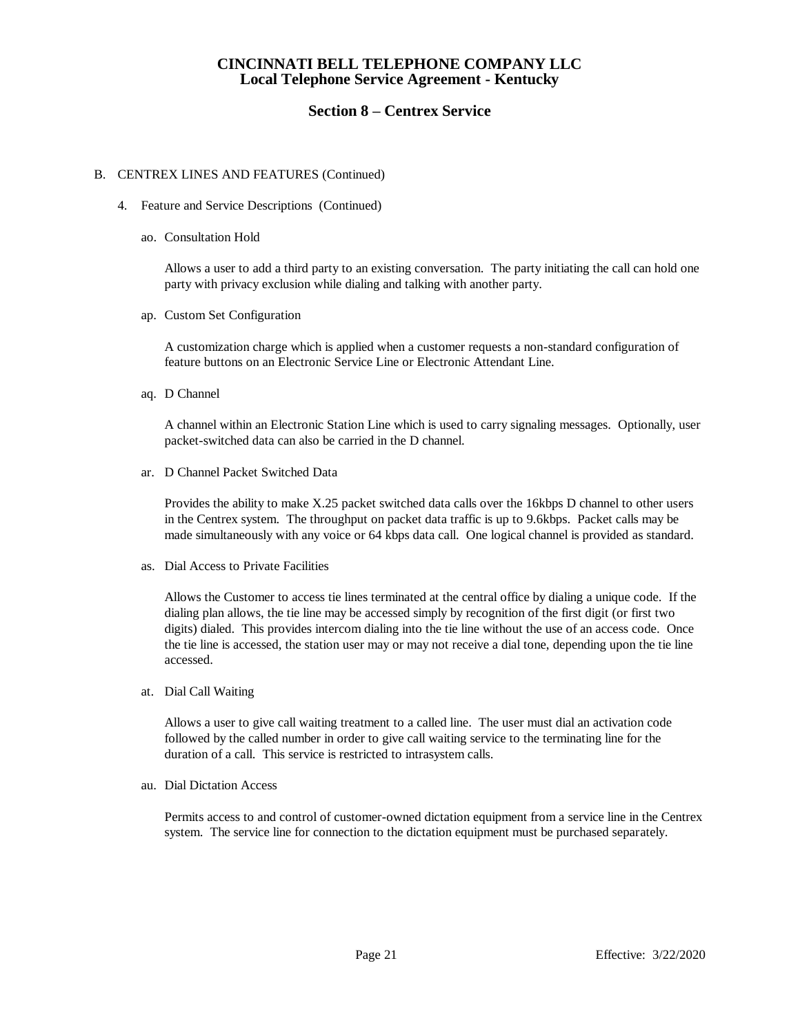# CINCINNATI BELL TELEPHONE COMPANY LLC
## Local Telephone Service Agreement - Kentucky

### Section 8 – Centrex Service

B. CENTREX LINES AND FEATURES (Continued)

4. Feature and Service Descriptions (Continued)

ao. Consultation Hold

Allows a user to add a third party to an existing conversation. The party initiating the call can hold one party with privacy exclusion while dialing and talking with another party.

ap. Custom Set Configuration

A customization charge which is applied when a customer requests a non-standard configuration of feature buttons on an Electronic Service Line or Electronic Attendant Line.

aq. D Channel

A channel within an Electronic Station Line which is used to carry signaling messages. Optionally, user packet-switched data can also be carried in the D channel.

ar. D Channel Packet Switched Data

Provides the ability to make X.25 packet switched data calls over the 16kbps D channel to other users in the Centrex system. The throughput on packet data traffic is up to 9.6kbps. Packet calls may be made simultaneously with any voice or 64 kbps data call. One logical channel is provided as standard.

as. Dial Access to Private Facilities

Allows the Customer to access tie lines terminated at the central office by dialing a unique code. If the dialing plan allows, the tie line may be accessed simply by recognition of the first digit (or first two digits) dialed. This provides intercom dialing into the tie line without the use of an access code. Once the tie line is accessed, the station user may or may not receive a dial tone, depending upon the tie line accessed.

at. Dial Call Waiting

Allows a user to give call waiting treatment to a called line. The user must dial an activation code followed by the called number in order to give call waiting service to the terminating line for the duration of a call. This service is restricted to intrasystem calls.

au. Dial Dictation Access

Permits access to and control of customer-owned dictation equipment from a service line in the Centrex system. The service line for connection to the dictation equipment must be purchased separately.

Effective: 3/22/2020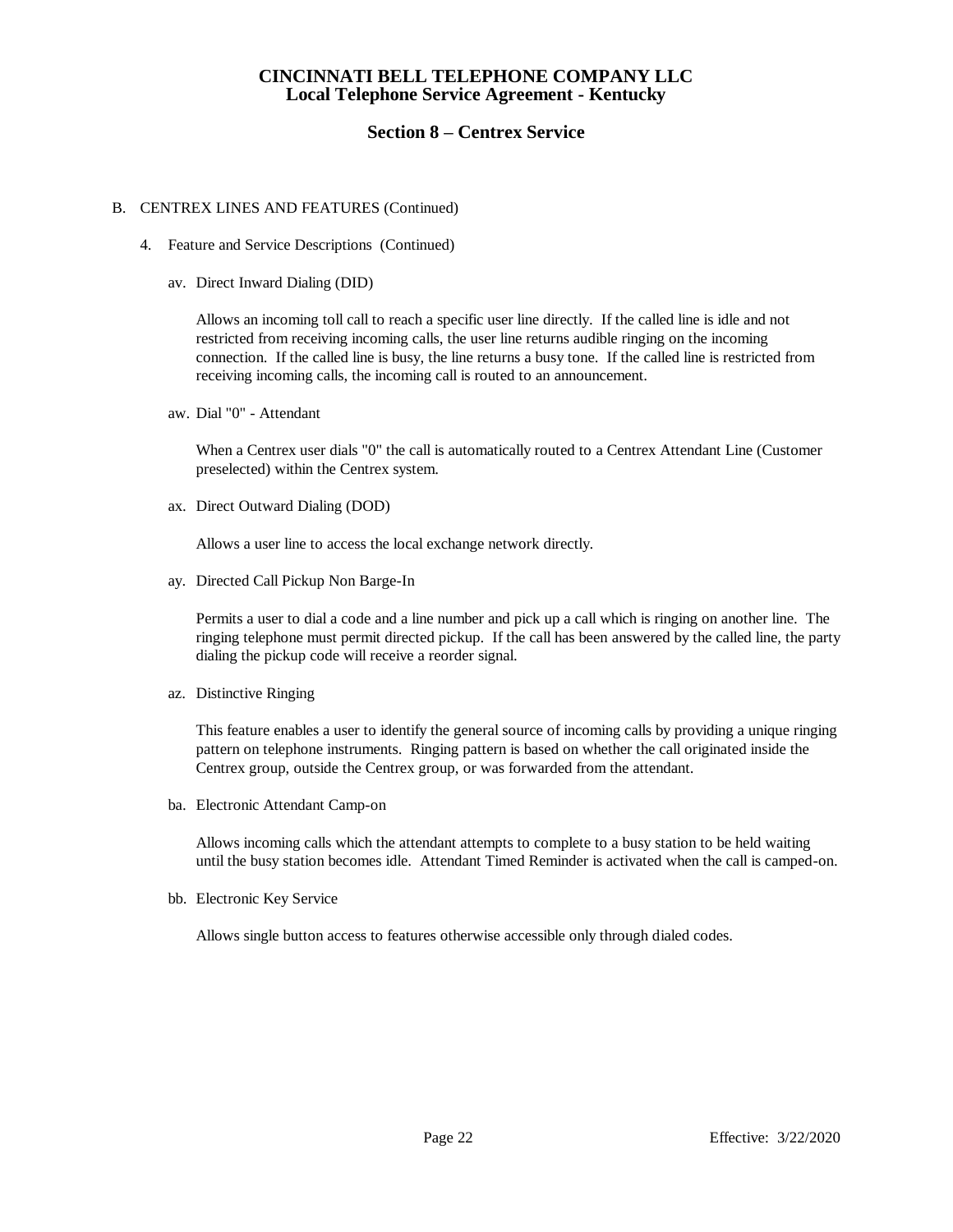# CINCINNATI BELL TELEPHONE COMPANY LLC
## Local Telephone Service Agreement - Kentucky

## Section 8 – Centrex Service

B. CENTREX LINES AND FEATURES (Continued)

4. Feature and Service Descriptions (Continued)

av. Direct Inward Dialing (DID)

Allows an incoming toll call to reach a specific user line directly. If the called line is idle and not restricted from receiving incoming calls, the user line returns audible ringing on the incoming connection. If the called line is busy, the line returns a busy tone. If the called line is restricted from receiving incoming calls, the incoming call is routed to an announcement.

aw. Dial "0" - Attendant

When a Centrex user dials "0" the call is automatically routed to a Centrex Attendant Line (Customer preselected) within the Centrex system.

ax. Direct Outward Dialing (DOD)

Allows a user line to access the local exchange network directly.

ay. Directed Call Pickup Non Barge-In

Permits a user to dial a code and a line number and pick up a call which is ringing on another line. The ringing telephone must permit directed pickup. If the call has been answered by the called line, the party dialing the pickup code will receive a reorder signal.

az. Distinctive Ringing

This feature enables a user to identify the general source of incoming calls by providing a unique ringing pattern on telephone instruments. Ringing pattern is based on whether the call originated inside the Centrex group, outside the Centrex group, or was forwarded from the attendant.

ba. Electronic Attendant Camp-on

Allows incoming calls which the attendant attempts to complete to a busy station to be held waiting until the busy station becomes idle. Attendant Timed Reminder is activated when the call is camped-on.

bb. Electronic Key Service

Allows single button access to features otherwise accessible only through dialed codes.

Effective: 3/22/2020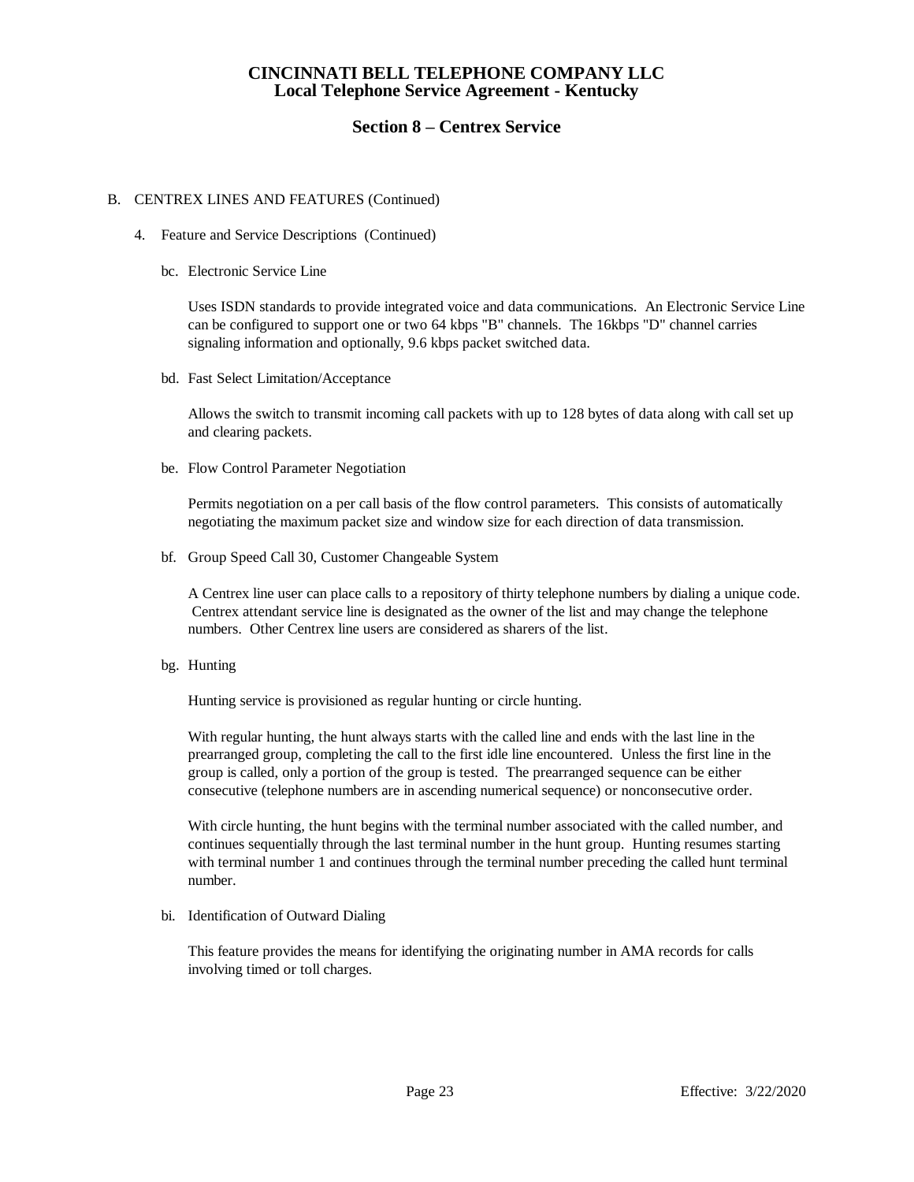# CINCINNATI BELL TELEPHONE COMPANY LLC
## Local Telephone Service Agreement - Kentucky

## Section 8 – Centrex Service

B. CENTREX LINES AND FEATURES (Continued)

4. Feature and Service Descriptions (Continued)

bc. Electronic Service Line

Uses ISDN standards to provide integrated voice and data communications. An Electronic Service Line can be configured to support one or two 64 kbps "B" channels. The 16kbps "D" channel carries signaling information and optionally, 9.6 kbps packet switched data.

bd. Fast Select Limitation/Acceptance

Allows the switch to transmit incoming call packets with up to 128 bytes of data along with call set up and clearing packets.

be. Flow Control Parameter Negotiation

Permits negotiation on a per call basis of the flow control parameters. This consists of automatically negotiating the maximum packet size and window size for each direction of data transmission.

bf. Group Speed Call 30, Customer Changeable System

A Centrex line user can place calls to a repository of thirty telephone numbers by dialing a unique code. Centrex attendant service line is designated as the owner of the list and may change the telephone numbers. Other Centrex line users are considered as sharers of the list.

bg. Hunting

Hunting service is provisioned as regular hunting or circle hunting.

With regular hunting, the hunt always starts with the called line and ends with the last line in the prearranged group, completing the call to the first idle line encountered. Unless the first line in the group is called, only a portion of the group is tested. The prearranged sequence can be either consecutive (telephone numbers are in ascending numerical sequence) or nonconsecutive order.

With circle hunting, the hunt begins with the terminal number associated with the called number, and continues sequentially through the last terminal number in the hunt group. Hunting resumes starting with terminal number 1 and continues through the terminal number preceding the called hunt terminal number.

bi. Identification of Outward Dialing

This feature provides the means for identifying the originating number in AMA records for calls involving timed or toll charges.

Effective: 3/22/2020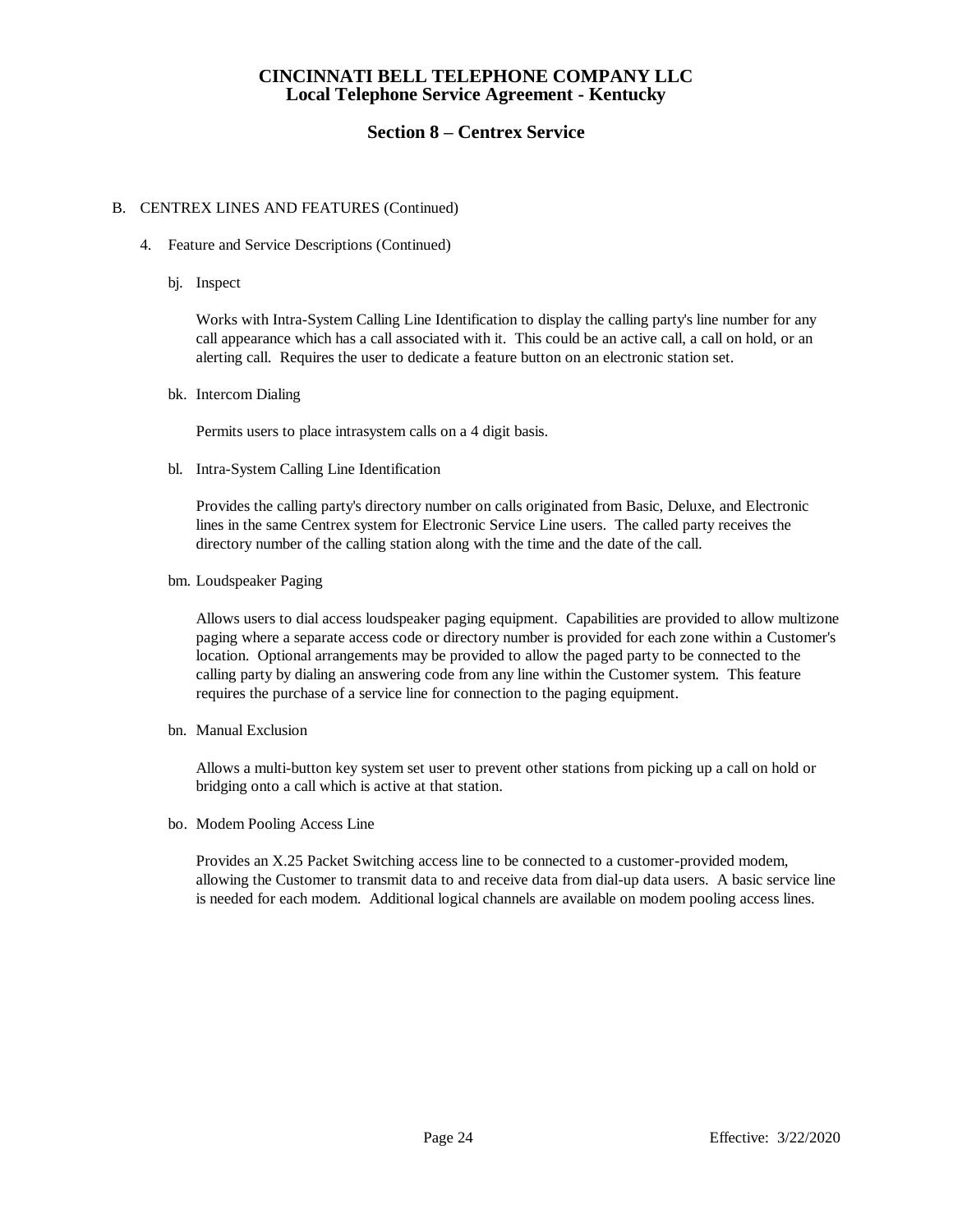# CINCINNATI BELL TELEPHONE COMPANY LLC
## Local Telephone Service Agreement - Kentucky

## Section 8 – Centrex Service

B. CENTREX LINES AND FEATURES (Continued)

4. Feature and Service Descriptions (Continued)

bj. Inspect

Works with Intra-System Calling Line Identification to display the calling party's line number for any call appearance which has a call associated with it. This could be an active call, a call on hold, or an alerting call. Requires the user to dedicate a feature button on an electronic station set.

bk. Intercom Dialing

Permits users to place intrasystem calls on a 4 digit basis.

bl. Intra-System Calling Line Identification

Provides the calling party's directory number on calls originated from Basic, Deluxe, and Electronic lines in the same Centrex system for Electronic Service Line users. The called party receives the directory number of the calling station along with the time and the date of the call.

bm. Loudspeaker Paging

Allows users to dial access loudspeaker paging equipment. Capabilities are provided to allow multizone paging where a separate access code or directory number is provided for each zone within a Customer's location. Optional arrangements may be provided to allow the paged party to be connected to the calling party by dialing an answering code from any line within the Customer system. This feature requires the purchase of a service line for connection to the paging equipment.

bn. Manual Exclusion

Allows a multi-button key system set user to prevent other stations from picking up a call on hold or bridging onto a call which is active at that station.

bo. Modem Pooling Access Line

Provides an X.25 Packet Switching access line to be connected to a customer-provided modem, allowing the Customer to transmit data to and receive data from dial-up data users. A basic service line is needed for each modem. Additional logical channels are available on modem pooling access lines.

Effective: 3/22/2020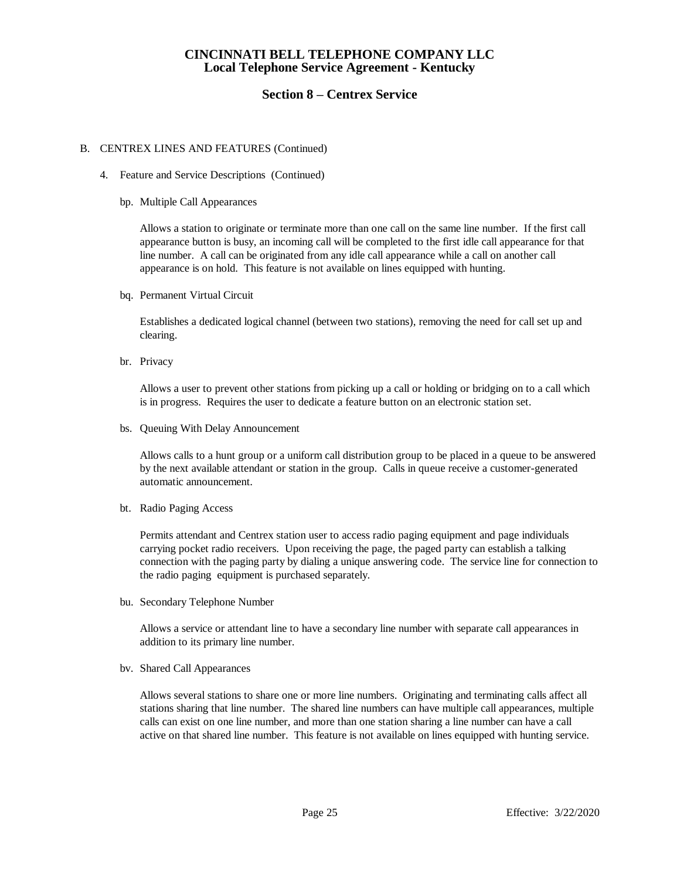B. CENTREX LINES AND FEATURES (Continued)

4. Feature and Service Descriptions (Continued)

bp. Multiple Call Appearances

Allows a station to originate or terminate more than one call on the same line number. If the first call appearance button is busy, an incoming call will be completed to the first idle call appearance for that line number. A call can be originated from any idle call appearance while a call on another call appearance is on hold. This feature is not available on lines equipped with hunting.

bq. Permanent Virtual Circuit

Establishes a dedicated logical channel (between two stations), removing the need for call set up and clearing.

br. Privacy

Allows a user to prevent other stations from picking up a call or holding or bridging on to a call which is in progress. Requires the user to dedicate a feature button on an electronic station set.

bs. Queuing With Delay Announcement

Allows calls to a hunt group or a uniform call distribution group to be placed in a queue to be answered by the next available attendant or station in the group. Calls in queue receive a customer-generated automatic announcement.

bt. Radio Paging Access

Permits attendant and Centrex station user to access radio paging equipment and page individuals carrying pocket radio receivers. Upon receiving the page, the paged party can establish a talking connection with the paging party by dialing a unique answering code. The service line for connection to the radio paging equipment is purchased separately.

bu. Secondary Telephone Number

Allows a service or attendant line to have a secondary line number with separate call appearances in addition to its primary line number.

bv. Shared Call Appearances

Allows several stations to share one or more line numbers. Originating and terminating calls affect all stations sharing that line number. The shared line numbers can have multiple call appearances, multiple calls can exist on one line number, and more than one station sharing a line number can have a call active on that shared line number. This feature is not available on lines equipped with hunting service.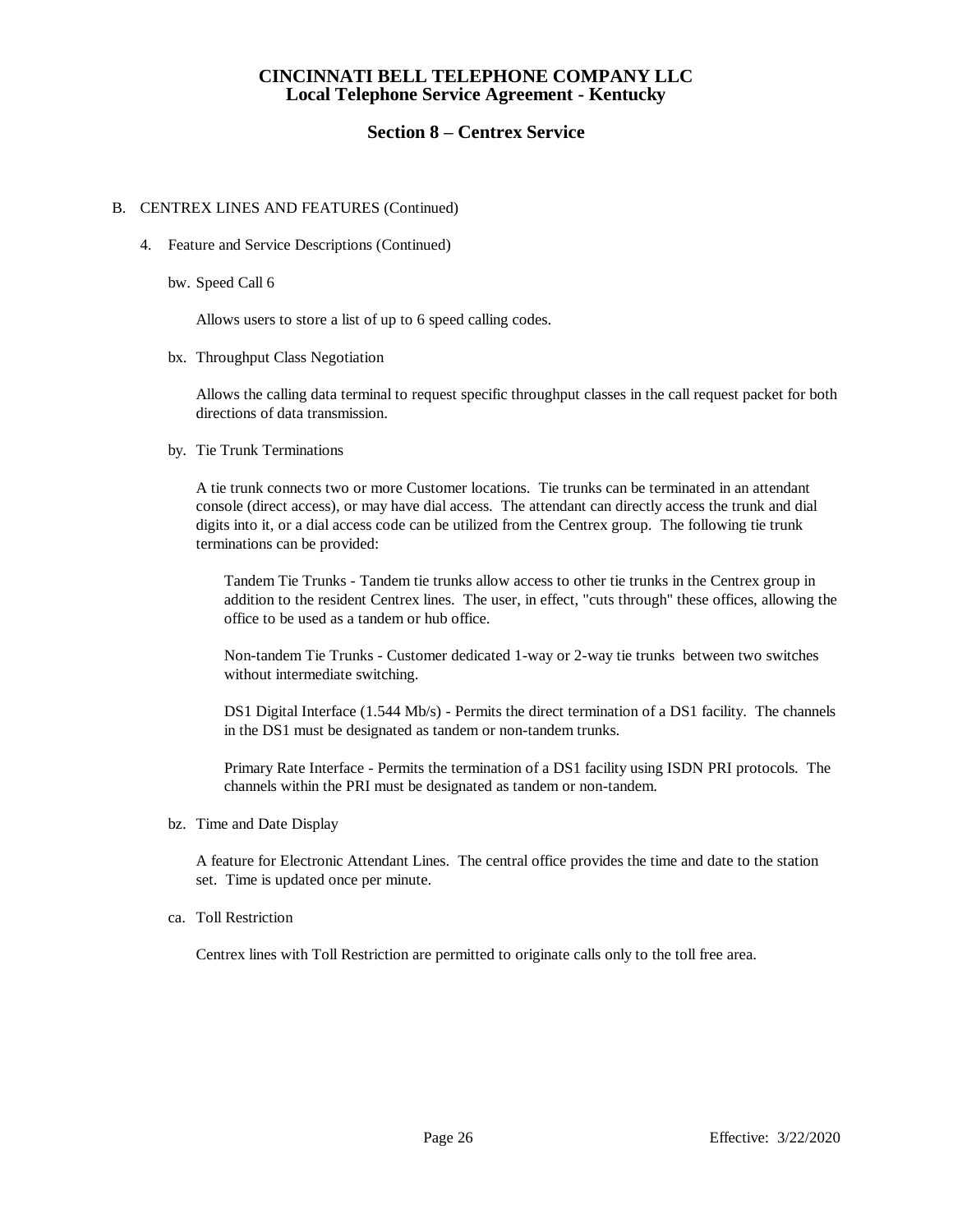# CINCINNATI BELL TELEPHONE COMPANY LLC
## Local Telephone Service Agreement - Kentucky

## Section 8 – Centrex Service

B. CENTREX LINES AND FEATURES (Continued)

4. Feature and Service Descriptions (Continued)

bw. Speed Call 6

Allows users to store a list of up to 6 speed calling codes.

bx. Throughput Class Negotiation

Allows the calling data terminal to request specific throughput classes in the call request packet for both directions of data transmission.

by. Tie Trunk Terminations

A tie trunk connects two or more Customer locations. Tie trunks can be terminated in an attendant console (direct access), or may have dial access. The attendant can directly access the trunk and dial digits into it, or a dial access code can be utilized from the Centrex group. The following tie trunk terminations can be provided:

Tandem Tie Trunks - Tandem tie trunks allow access to other tie trunks in the Centrex group in addition to the resident Centrex lines. The user, in effect, "cuts through" these offices, allowing the office to be used as a tandem or hub office.

Non-tandem Tie Trunks - Customer dedicated 1-way or 2-way tie trunks between two switches without intermediate switching.

DS1 Digital Interface (1.544 Mb/s) - Permits the direct termination of a DS1 facility. The channels in the DS1 must be designated as tandem or non-tandem trunks.

Primary Rate Interface - Permits the termination of a DS1 facility using ISDN PRI protocols. The channels within the PRI must be designated as tandem or non-tandem.

bz. Time and Date Display

A feature for Electronic Attendant Lines. The central office provides the time and date to the station set. Time is updated once per minute.

ca. Toll Restriction

Centrex lines with Toll Restriction are permitted to originate calls only to the toll free area.

Effective: 3/22/2020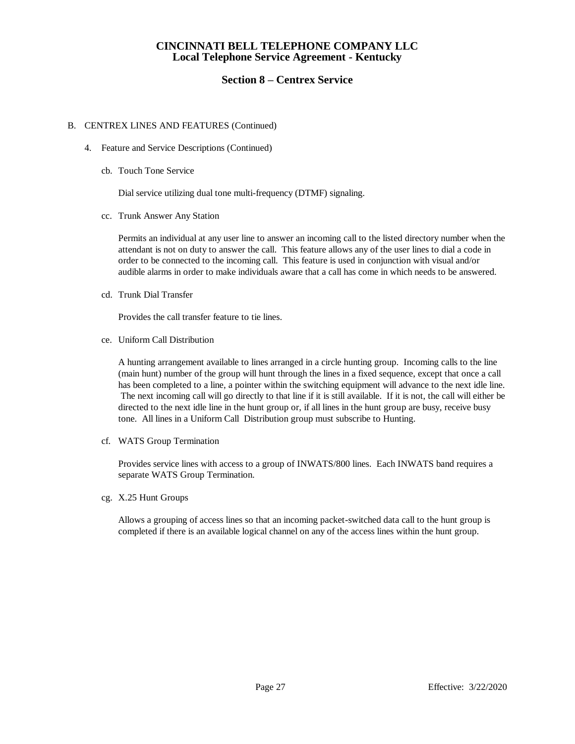B. CENTREX LINES AND FEATURES (Continued)

4. Feature and Service Descriptions (Continued)

cb. Touch Tone Service

Dial service utilizing dual tone multi-frequency (DTMF) signaling.

cc. Trunk Answer Any Station

Permits an individual at any user line to answer an incoming call to the listed directory number when the attendant is not on duty to answer the call. This feature allows any of the user lines to dial a code in order to be connected to the incoming call. This feature is used in conjunction with visual and/or audible alarms in order to make individuals aware that a call has come in which needs to be answered.

cd. Trunk Dial Transfer

Provides the call transfer feature to tie lines.

ce. Uniform Call Distribution

A hunting arrangement available to lines arranged in a circle hunting group. Incoming calls to the line (main hunt) number of the group will hunt through the lines in a fixed sequence, except that once a call has been completed to a line, a pointer within the switching equipment will advance to the next idle line. The next incoming call will go directly to that line if it is still available. If it is not, the call will either be directed to the next idle line in the hunt group or, if all lines in the hunt group are busy, receive busy tone. All lines in a Uniform Call Distribution group must subscribe to Hunting.

cf. WATS Group Termination

Provides service lines with access to a group of INWATS/800 lines. Each INWATS band requires a separate WATS Group Termination.

cg. X.25 Hunt Groups

Allows a grouping of access lines so that an incoming packet-switched data call to the hunt group is completed if there is an available logical channel on any of the access lines within the hunt group.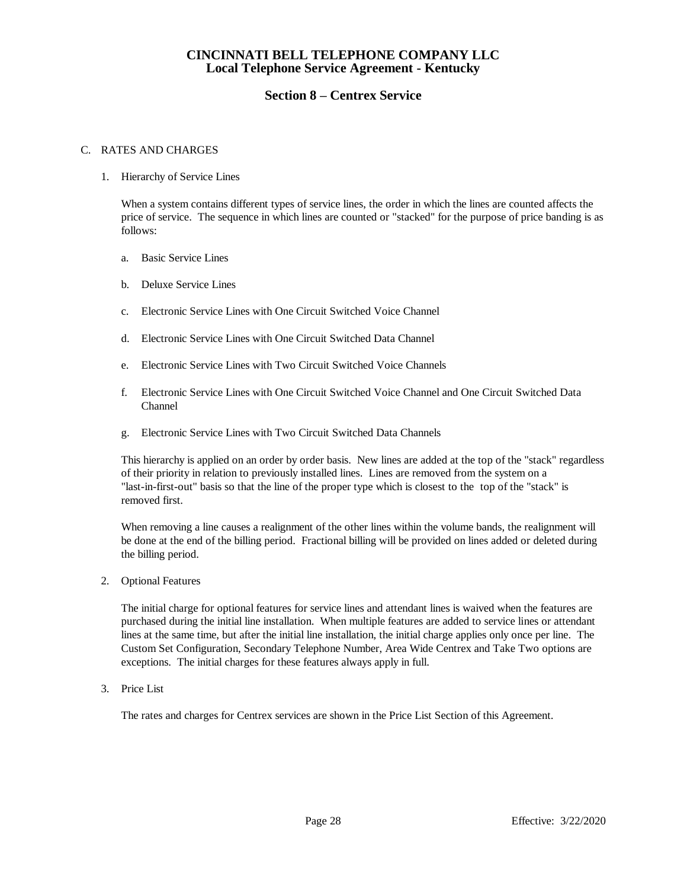# CINCINNATI BELL TELEPHONE COMPANY LLC
## Local Telephone Service Agreement - Kentucky

## Section 8 – Centrex Service

C. RATES AND CHARGES

1. Hierarchy of Service Lines

   When a system contains different types of service lines, the order in which the lines are counted affects the price of service. The sequence in which lines are counted or "stacked" for the purpose of price banding is as follows:

   a. Basic Service Lines

   b. Deluxe Service Lines

   c. Electronic Service Lines with One Circuit Switched Voice Channel

   d. Electronic Service Lines with One Circuit Switched Data Channel

   e. Electronic Service Lines with Two Circuit Switched Voice Channels

   f. Electronic Service Lines with One Circuit Switched Voice Channel and One Circuit Switched Data Channel

   g. Electronic Service Lines with Two Circuit Switched Data Channels

   This hierarchy is applied on an order by order basis. New lines are added at the top of the "stack" regardless of their priority in relation to previously installed lines. Lines are removed from the system on a "last-in-first-out" basis so that the line of the proper type which is closest to the top of the "stack" is removed first.

   When removing a line causes a realignment of the other lines within the volume bands, the realignment will be done at the end of the billing period. Fractional billing will be provided on lines added or deleted during the billing period.

2. Optional Features

   The initial charge for optional features for service lines and attendant lines is waived when the features are purchased during the initial line installation. When multiple features are added to service lines or attendant lines at the same time, but after the initial line installation, the initial charge applies only once per line. The Custom Set Configuration, Secondary Telephone Number, Area Wide Centrex and Take Two options are exceptions. The initial charges for these features always apply in full.

3. Price List

   The rates and charges for Centrex services are shown in the Price List Section of this Agreement.

Effective: 3/22/2020